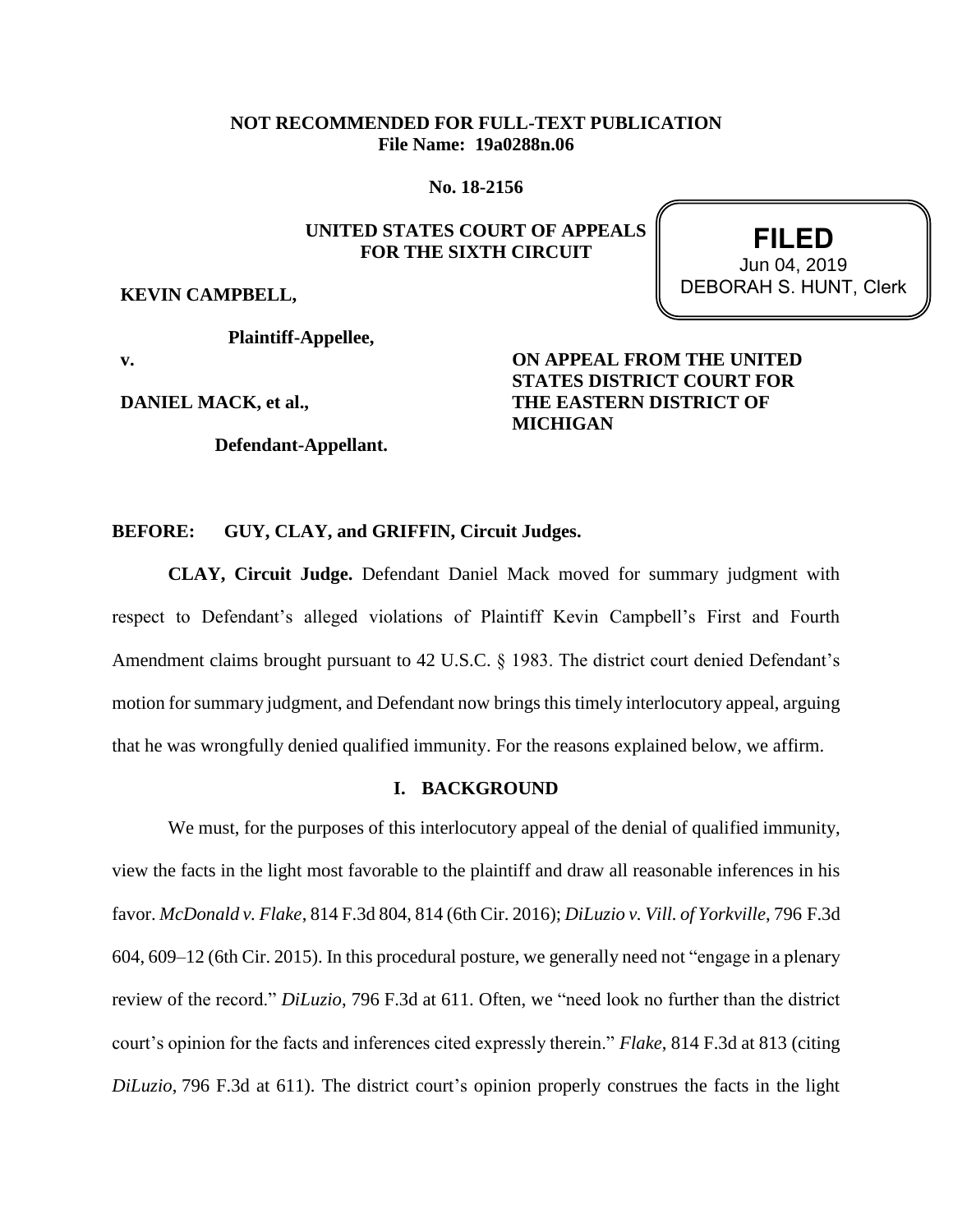**NOT RECOMMENDED FOR FULL-TEXT PUBLICATION**
**File Name: 19a0288n.06**

**No. 18-2156**

**UNITED STATES COURT OF APPEALS**
**FOR THE SIXTH CIRCUIT**

**FILED**
Jun 04, 2019
DEBORAH S. HUNT, Clerk

**KEVIN CAMPBELL,**

**Plaintiff-Appellee,**

**v.**

**DANIEL MACK, et al.,**

**Defendant-Appellant.**

**ON APPEAL FROM THE UNITED STATES DISTRICT COURT FOR THE EASTERN DISTRICT OF MICHIGAN**

**BEFORE: GUY, CLAY, and GRIFFIN, Circuit Judges.**

**CLAY, Circuit Judge.** Defendant Daniel Mack moved for summary judgment with respect to Defendant's alleged violations of Plaintiff Kevin Campbell's First and Fourth Amendment claims brought pursuant to 42 U.S.C. § 1983. The district court denied Defendant's motion for summary judgment, and Defendant now brings this timely interlocutory appeal, arguing that he was wrongfully denied qualified immunity. For the reasons explained below, we affirm.

## I. BACKGROUND

We must, for the purposes of this interlocutory appeal of the denial of qualified immunity, view the facts in the light most favorable to the plaintiff and draw all reasonable inferences in his favor. *McDonald v. Flake*, 814 F.3d 804, 814 (6th Cir. 2016); *DiLuzio v. Vill. of Yorkville*, 796 F.3d 604, 609–12 (6th Cir. 2015). In this procedural posture, we generally need not "engage in a plenary review of the record." *DiLuzio*, 796 F.3d at 611. Often, we "need look no further than the district court's opinion for the facts and inferences cited expressly therein." *Flake*, 814 F.3d at 813 (citing *DiLuzio*, 796 F.3d at 611). The district court's opinion properly construes the facts in the light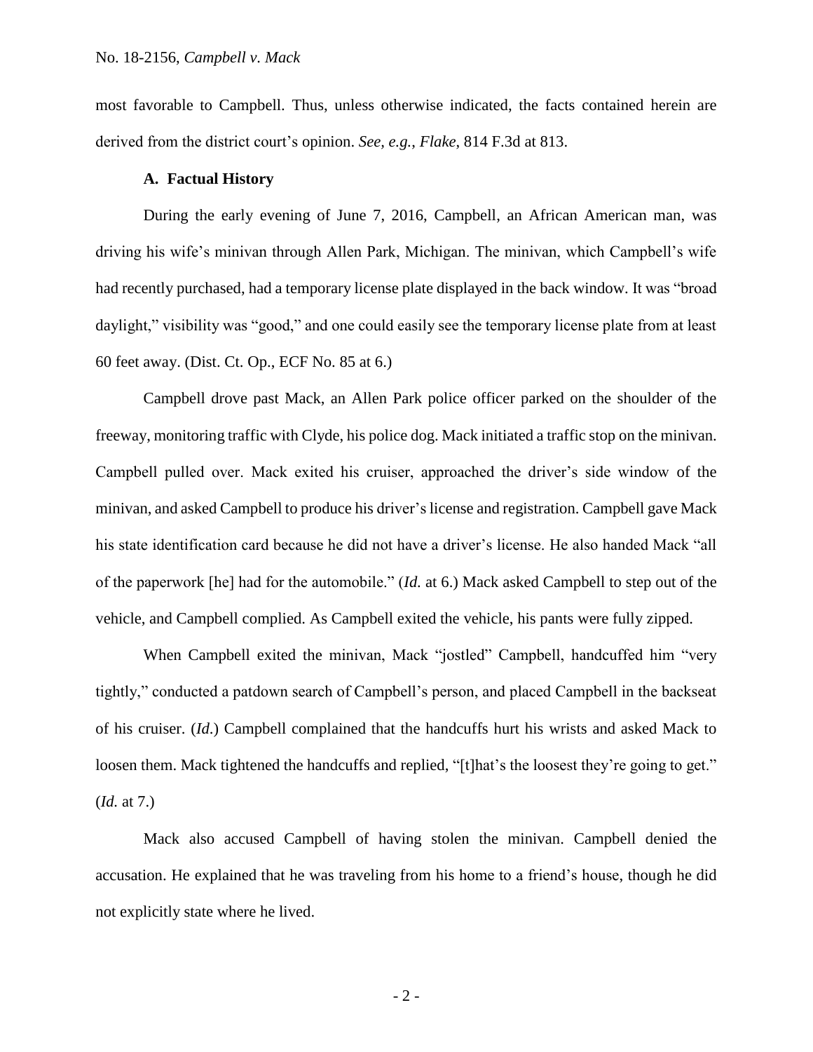most favorable to Campbell. Thus, unless otherwise indicated, the facts contained herein are derived from the district court's opinion. *See, e.g.*, *Flake*, 814 F.3d at 813.

### A. Factual History

During the early evening of June 7, 2016, Campbell, an African American man, was driving his wife's minivan through Allen Park, Michigan. The minivan, which Campbell's wife had recently purchased, had a temporary license plate displayed in the back window. It was "broad daylight," visibility was "good," and one could easily see the temporary license plate from at least 60 feet away. (Dist. Ct. Op., ECF No. 85 at 6.)

Campbell drove past Mack, an Allen Park police officer parked on the shoulder of the freeway, monitoring traffic with Clyde, his police dog. Mack initiated a traffic stop on the minivan. Campbell pulled over. Mack exited his cruiser, approached the driver's side window of the minivan, and asked Campbell to produce his driver's license and registration. Campbell gave Mack his state identification card because he did not have a driver's license. He also handed Mack "all of the paperwork [he] had for the automobile." (*Id.* at 6.) Mack asked Campbell to step out of the vehicle, and Campbell complied. As Campbell exited the vehicle, his pants were fully zipped.

When Campbell exited the minivan, Mack "jostled" Campbell, handcuffed him "very tightly," conducted a patdown search of Campbell's person, and placed Campbell in the backseat of his cruiser. (*Id.*) Campbell complained that the handcuffs hurt his wrists and asked Mack to loosen them. Mack tightened the handcuffs and replied, "[t]hat's the loosest they're going to get." (*Id.* at 7.)

Mack also accused Campbell of having stolen the minivan. Campbell denied the accusation. He explained that he was traveling from his home to a friend's house, though he did not explicitly state where he lived.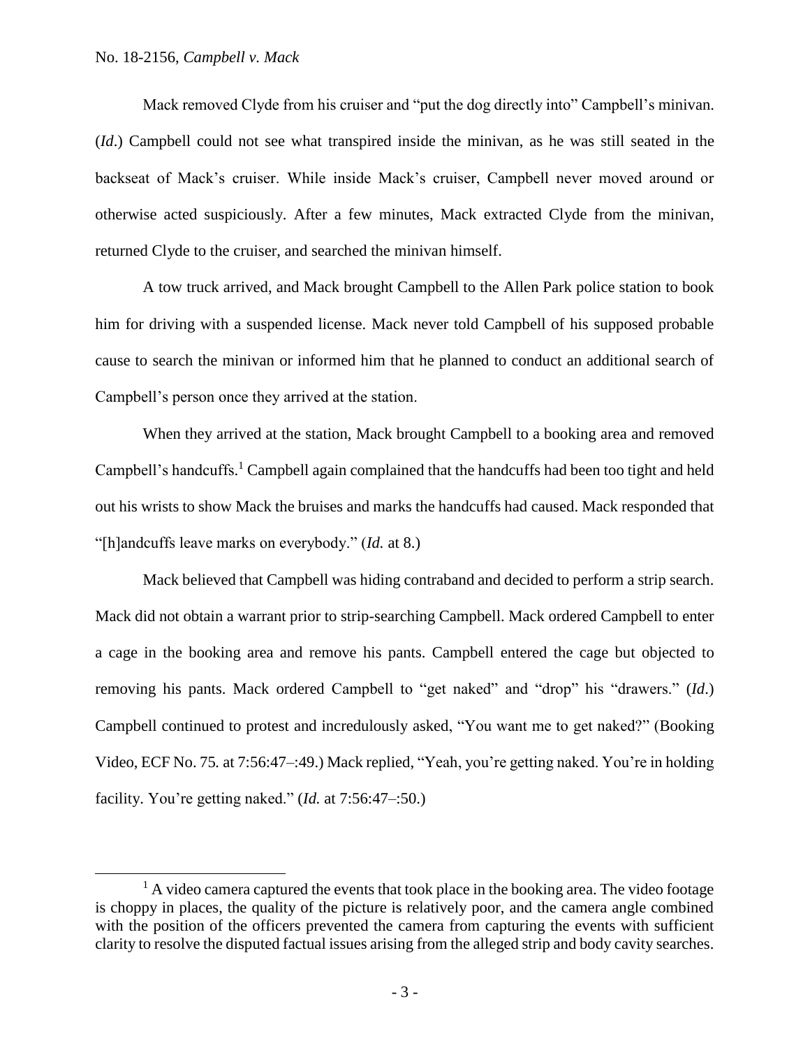Mack removed Clyde from his cruiser and "put the dog directly into" Campbell's minivan. (*Id*.) Campbell could not see what transpired inside the minivan, as he was still seated in the backseat of Mack's cruiser. While inside Mack's cruiser, Campbell never moved around or otherwise acted suspiciously. After a few minutes, Mack extracted Clyde from the minivan, returned Clyde to the cruiser, and searched the minivan himself.

A tow truck arrived, and Mack brought Campbell to the Allen Park police station to book him for driving with a suspended license. Mack never told Campbell of his supposed probable cause to search the minivan or informed him that he planned to conduct an additional search of Campbell's person once they arrived at the station.

When they arrived at the station, Mack brought Campbell to a booking area and removed Campbell's handcuffs.[1] Campbell again complained that the handcuffs had been too tight and held out his wrists to show Mack the bruises and marks the handcuffs had caused. Mack responded that "[h]andcuffs leave marks on everybody." (*Id.* at 8.)

Mack believed that Campbell was hiding contraband and decided to perform a strip search. Mack did not obtain a warrant prior to strip-searching Campbell. Mack ordered Campbell to enter a cage in the booking area and remove his pants. Campbell entered the cage but objected to removing his pants. Mack ordered Campbell to "get naked" and "drop" his "drawers." (*Id*.) Campbell continued to protest and incredulously asked, "You want me to get naked?" (Booking Video, ECF No. 75. at 7:56:47–:49.) Mack replied, "Yeah, you're getting naked. You're in holding facility. You're getting naked." (*Id.* at 7:56:47–:50.)

[1] A video camera captured the events that took place in the booking area. The video footage is choppy in places, the quality of the picture is relatively poor, and the camera angle combined with the position of the officers prevented the camera from capturing the events with sufficient clarity to resolve the disputed factual issues arising from the alleged strip and body cavity searches.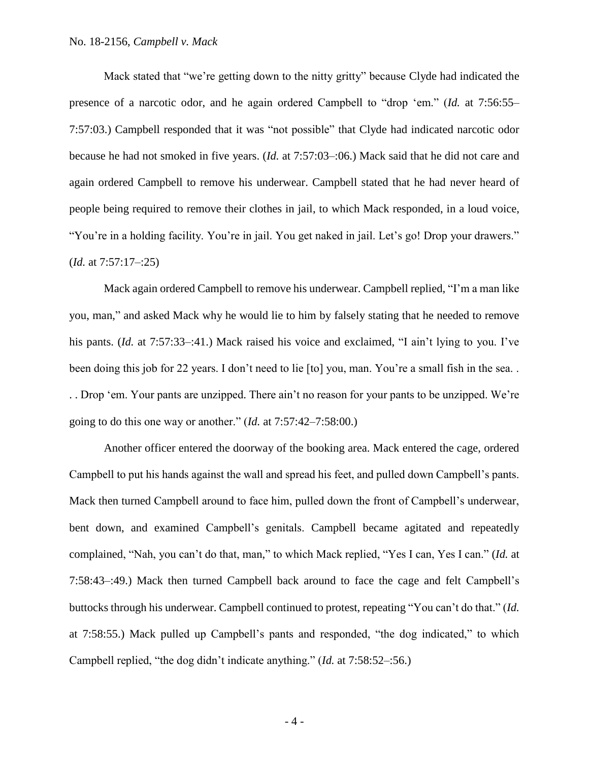Mack stated that "we're getting down to the nitty gritty" because Clyde had indicated the presence of a narcotic odor, and he again ordered Campbell to "drop 'em." (*Id.* at 7:56:55–7:57:03.) Campbell responded that it was "not possible" that Clyde had indicated narcotic odor because he had not smoked in five years. (*Id.* at 7:57:03–:06.) Mack said that he did not care and again ordered Campbell to remove his underwear. Campbell stated that he had never heard of people being required to remove their clothes in jail, to which Mack responded, in a loud voice, "You're in a holding facility. You're in jail. You get naked in jail. Let's go! Drop your drawers." (*Id.* at 7:57:17–:25)

Mack again ordered Campbell to remove his underwear. Campbell replied, "I'm a man like you, man," and asked Mack why he would lie to him by falsely stating that he needed to remove his pants. (*Id.* at 7:57:33–:41.) Mack raised his voice and exclaimed, "I ain't lying to you. I've been doing this job for 22 years. I don't need to lie [to] you, man. You're a small fish in the sea. . . . Drop 'em. Your pants are unzipped. There ain't no reason for your pants to be unzipped. We're going to do this one way or another." (*Id.* at 7:57:42–7:58:00.)

Another officer entered the doorway of the booking area. Mack entered the cage, ordered Campbell to put his hands against the wall and spread his feet, and pulled down Campbell's pants. Mack then turned Campbell around to face him, pulled down the front of Campbell's underwear, bent down, and examined Campbell's genitals. Campbell became agitated and repeatedly complained, "Nah, you can't do that, man," to which Mack replied, "Yes I can, Yes I can." (*Id.* at 7:58:43–:49.) Mack then turned Campbell back around to face the cage and felt Campbell's buttocks through his underwear. Campbell continued to protest, repeating "You can't do that." (*Id.* at 7:58:55.) Mack pulled up Campbell's pants and responded, "the dog indicated," to which Campbell replied, "the dog didn't indicate anything." (*Id.* at 7:58:52–:56.)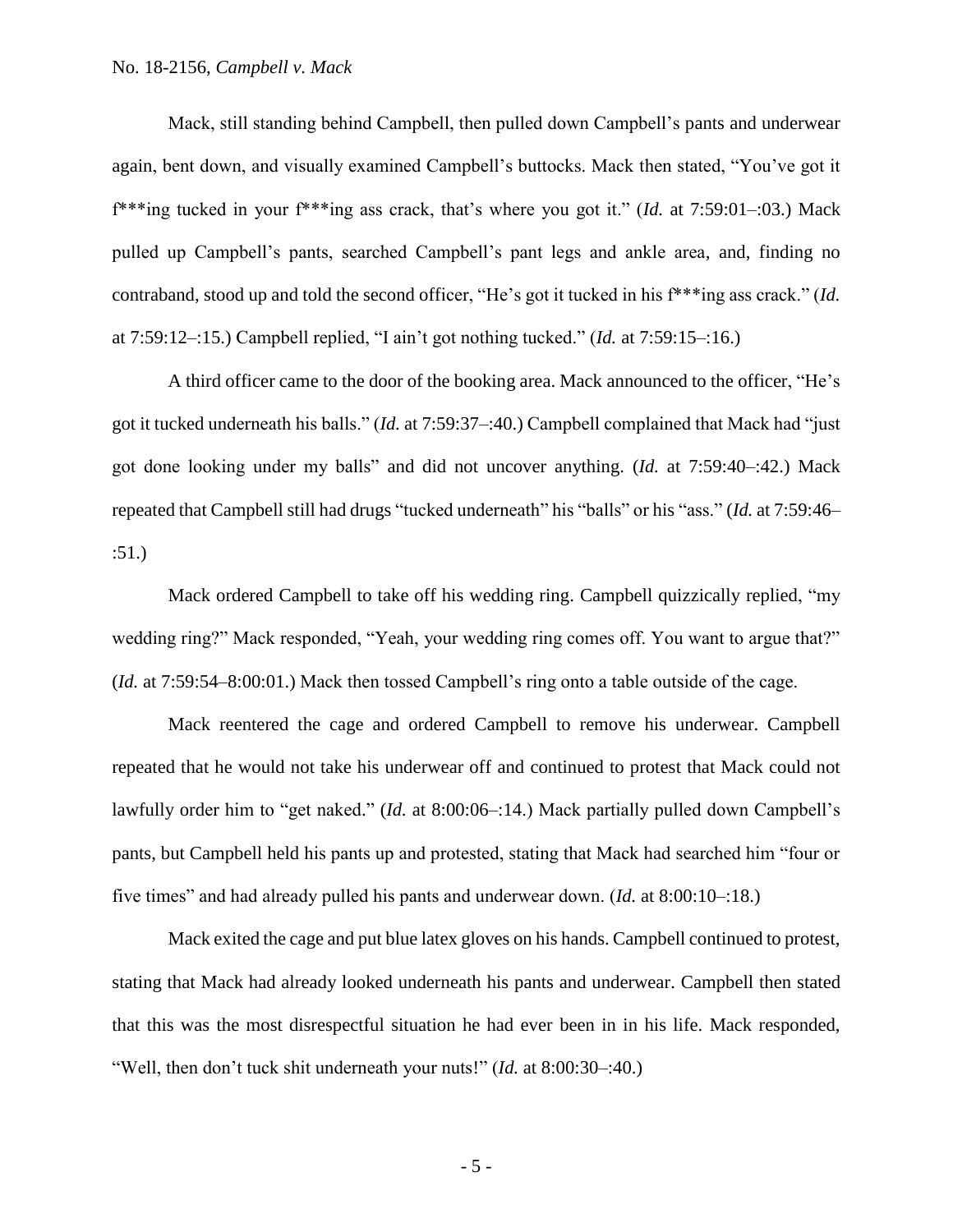Mack, still standing behind Campbell, then pulled down Campbell's pants and underwear again, bent down, and visually examined Campbell's buttocks. Mack then stated, "You've got it f***ing tucked in your f***ing ass crack, that's where you got it." (*Id.* at 7:59:01–:03.) Mack pulled up Campbell's pants, searched Campbell's pant legs and ankle area, and, finding no contraband, stood up and told the second officer, "He's got it tucked in his f***ing ass crack." (*Id.* at 7:59:12–:15.) Campbell replied, "I ain't got nothing tucked." (*Id.* at 7:59:15–:16.)

A third officer came to the door of the booking area. Mack announced to the officer, "He's got it tucked underneath his balls." (*Id.* at 7:59:37–:40.) Campbell complained that Mack had "just got done looking under my balls" and did not uncover anything. (*Id.* at 7:59:40–:42.) Mack repeated that Campbell still had drugs "tucked underneath" his "balls" or his "ass." (*Id.* at 7:59:46–:51.)

Mack ordered Campbell to take off his wedding ring. Campbell quizzically replied, "my wedding ring?" Mack responded, "Yeah, your wedding ring comes off. You want to argue that?" (*Id.* at 7:59:54–8:00:01.) Mack then tossed Campbell's ring onto a table outside of the cage.

Mack reentered the cage and ordered Campbell to remove his underwear. Campbell repeated that he would not take his underwear off and continued to protest that Mack could not lawfully order him to "get naked." (*Id.* at 8:00:06–:14.) Mack partially pulled down Campbell's pants, but Campbell held his pants up and protested, stating that Mack had searched him "four or five times" and had already pulled his pants and underwear down. (*Id.* at 8:00:10–:18.)

Mack exited the cage and put blue latex gloves on his hands. Campbell continued to protest, stating that Mack had already looked underneath his pants and underwear. Campbell then stated that this was the most disrespectful situation he had ever been in in his life. Mack responded, "Well, then don't tuck shit underneath your nuts!" (*Id.* at 8:00:30–:40.)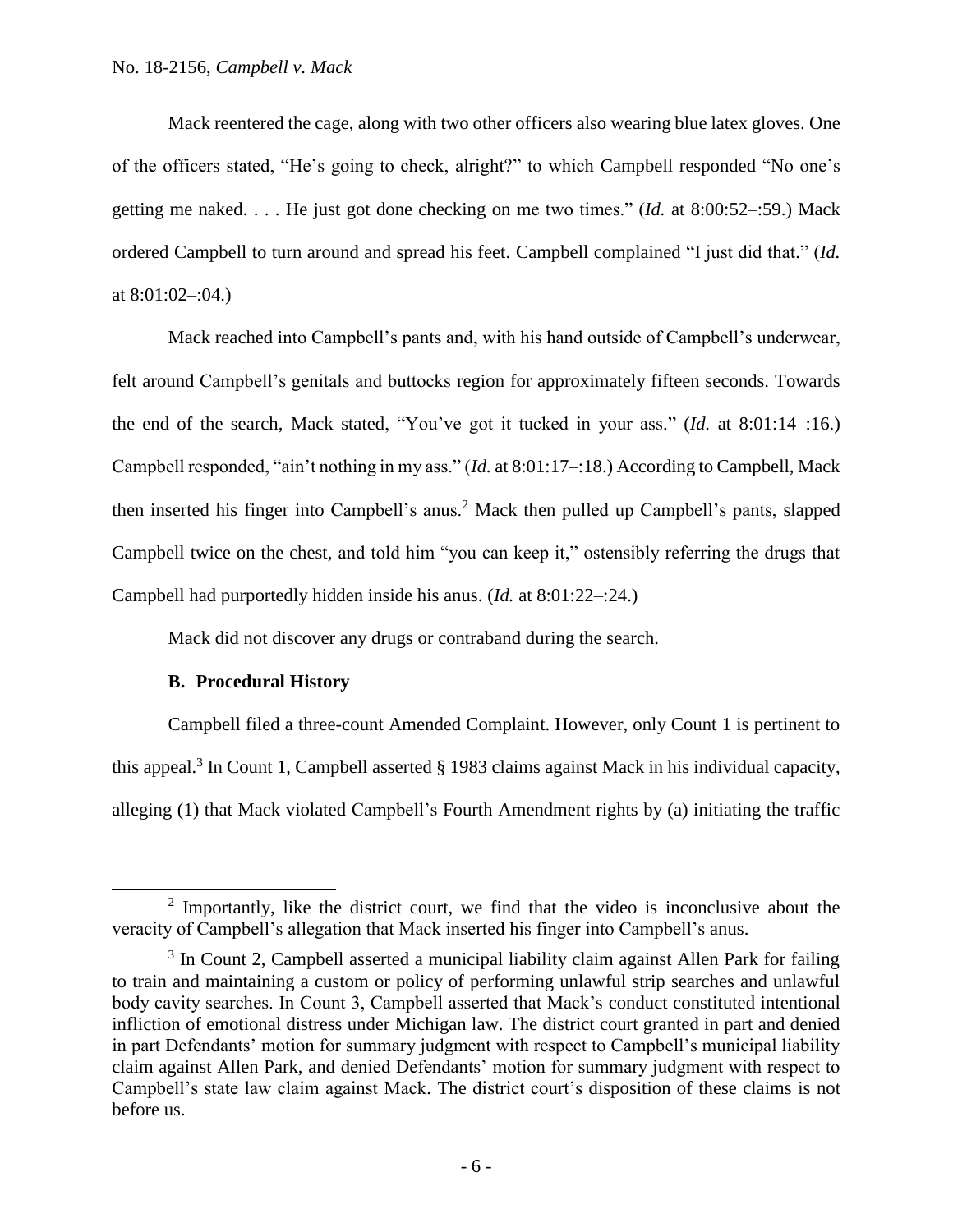Mack reentered the cage, along with two other officers also wearing blue latex gloves. One of the officers stated, "He's going to check, alright?" to which Campbell responded "No one's getting me naked. . . . He just got done checking on me two times." (*Id.* at 8:00:52–:59.) Mack ordered Campbell to turn around and spread his feet. Campbell complained "I just did that." (*Id.* at 8:01:02–:04.)

Mack reached into Campbell's pants and, with his hand outside of Campbell's underwear, felt around Campbell's genitals and buttocks region for approximately fifteen seconds. Towards the end of the search, Mack stated, "You've got it tucked in your ass." (*Id.* at 8:01:14–:16.) Campbell responded, "ain't nothing in my ass." (*Id.* at 8:01:17–:18.) According to Campbell, Mack then inserted his finger into Campbell's anus.[2] Mack then pulled up Campbell's pants, slapped Campbell twice on the chest, and told him "you can keep it," ostensibly referring the drugs that Campbell had purportedly hidden inside his anus. (*Id.* at 8:01:22–:24.)

Mack did not discover any drugs or contraband during the search.

### B. Procedural History

Campbell filed a three-count Amended Complaint. However, only Count 1 is pertinent to this appeal.[3] In Count 1, Campbell asserted § 1983 claims against Mack in his individual capacity, alleging (1) that Mack violated Campbell's Fourth Amendment rights by (a) initiating the traffic

---

[2] Importantly, like the district court, we find that the video is inconclusive about the veracity of Campbell's allegation that Mack inserted his finger into Campbell's anus.

[3] In Count 2, Campbell asserted a municipal liability claim against Allen Park for failing to train and maintaining a custom or policy of performing unlawful strip searches and unlawful body cavity searches. In Count 3, Campbell asserted that Mack's conduct constituted intentional infliction of emotional distress under Michigan law. The district court granted in part and denied in part Defendants' motion for summary judgment with respect to Campbell's municipal liability claim against Allen Park, and denied Defendants' motion for summary judgment with respect to Campbell's state law claim against Mack. The district court's disposition of these claims is not before us.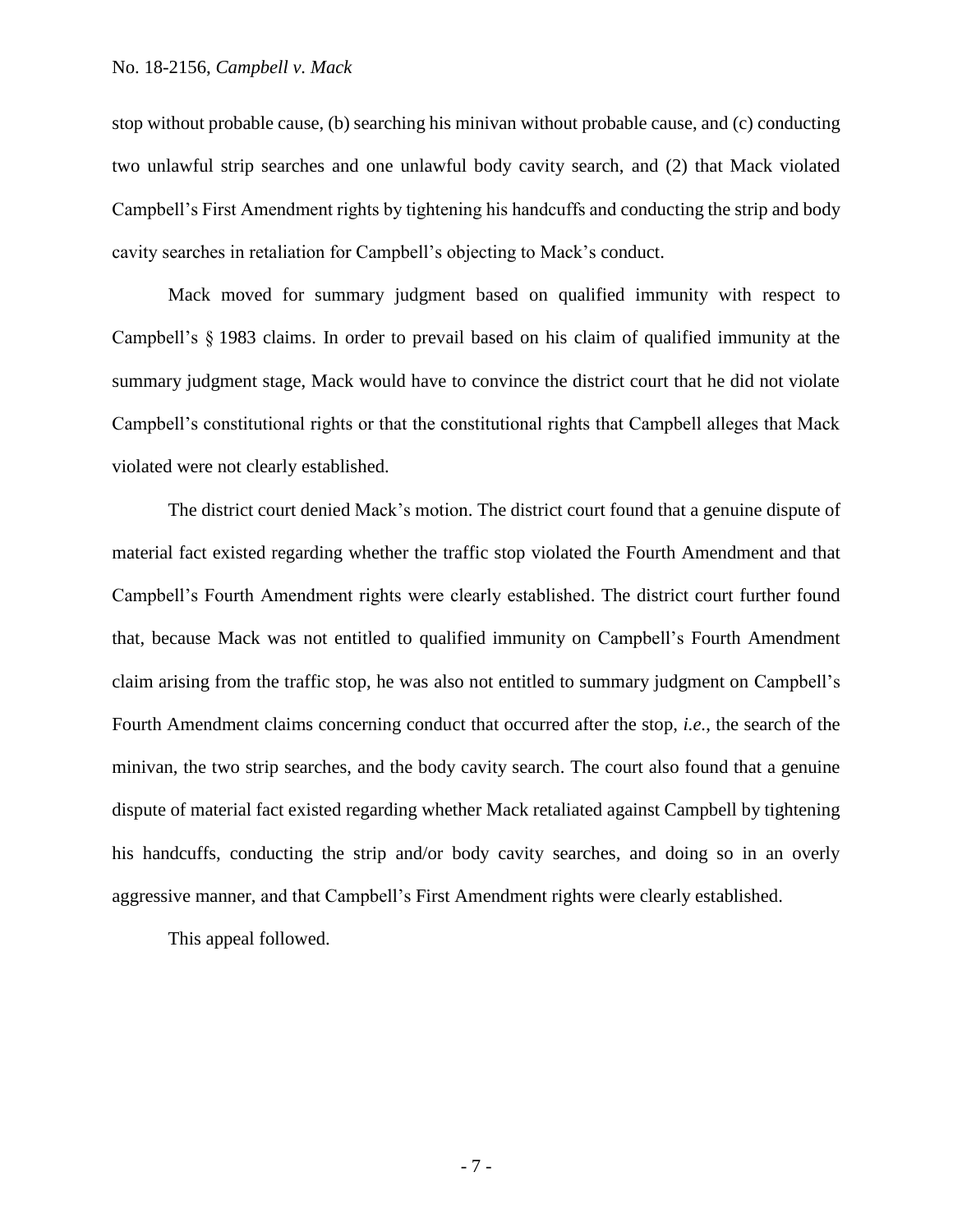stop without probable cause, (b) searching his minivan without probable cause, and (c) conducting two unlawful strip searches and one unlawful body cavity search, and (2) that Mack violated Campbell's First Amendment rights by tightening his handcuffs and conducting the strip and body cavity searches in retaliation for Campbell's objecting to Mack's conduct.

Mack moved for summary judgment based on qualified immunity with respect to Campbell's § 1983 claims. In order to prevail based on his claim of qualified immunity at the summary judgment stage, Mack would have to convince the district court that he did not violate Campbell's constitutional rights or that the constitutional rights that Campbell alleges that Mack violated were not clearly established.

The district court denied Mack's motion. The district court found that a genuine dispute of material fact existed regarding whether the traffic stop violated the Fourth Amendment and that Campbell's Fourth Amendment rights were clearly established. The district court further found that, because Mack was not entitled to qualified immunity on Campbell's Fourth Amendment claim arising from the traffic stop, he was also not entitled to summary judgment on Campbell's Fourth Amendment claims concerning conduct that occurred after the stop, *i.e.*, the search of the minivan, the two strip searches, and the body cavity search. The court also found that a genuine dispute of material fact existed regarding whether Mack retaliated against Campbell by tightening his handcuffs, conducting the strip and/or body cavity searches, and doing so in an overly aggressive manner, and that Campbell's First Amendment rights were clearly established.

This appeal followed.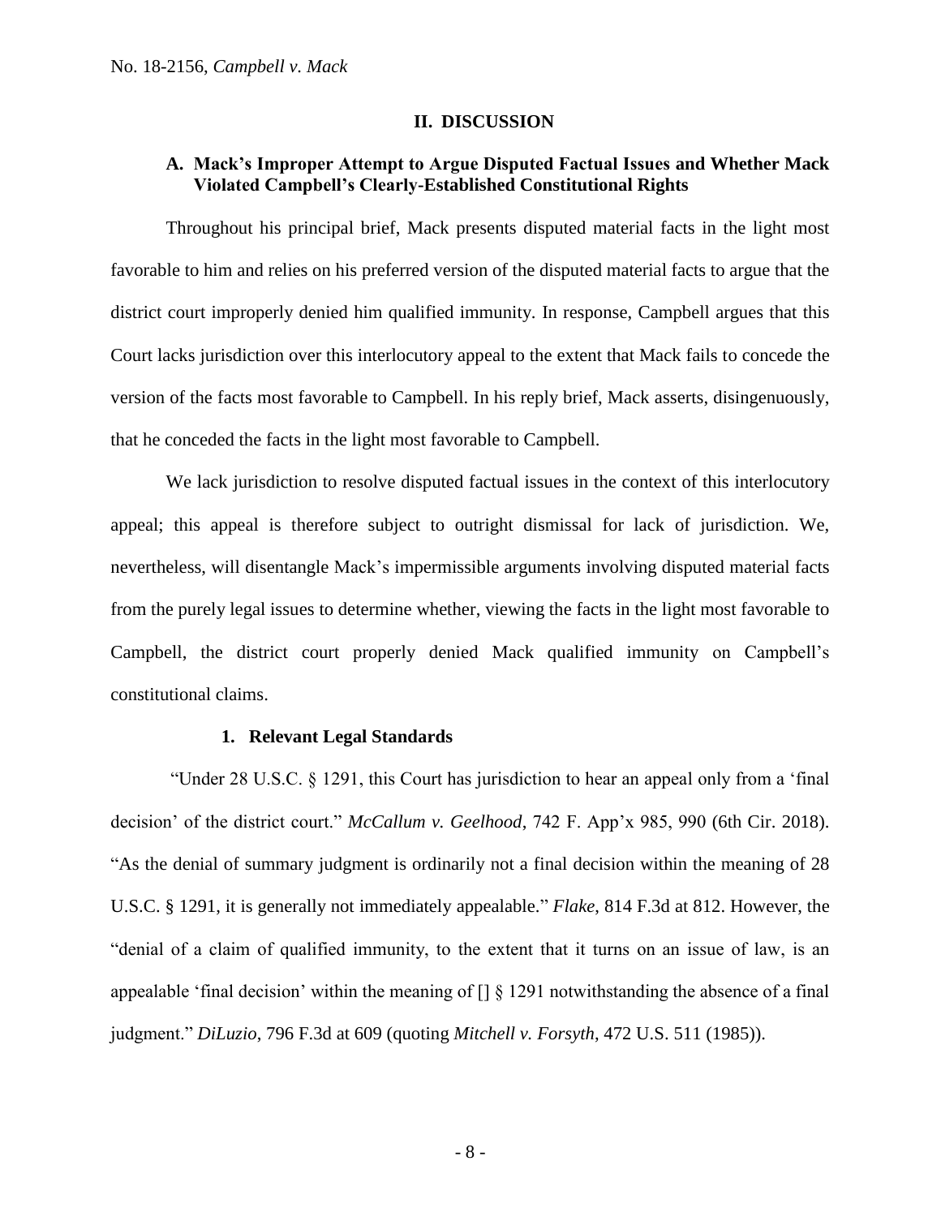## II. DISCUSSION

### A. Mack's Improper Attempt to Argue Disputed Factual Issues and Whether Mack Violated Campbell's Clearly-Established Constitutional Rights

Throughout his principal brief, Mack presents disputed material facts in the light most favorable to him and relies on his preferred version of the disputed material facts to argue that the district court improperly denied him qualified immunity. In response, Campbell argues that this Court lacks jurisdiction over this interlocutory appeal to the extent that Mack fails to concede the version of the facts most favorable to Campbell. In his reply brief, Mack asserts, disingenuously, that he conceded the facts in the light most favorable to Campbell.

We lack jurisdiction to resolve disputed factual issues in the context of this interlocutory appeal; this appeal is therefore subject to outright dismissal for lack of jurisdiction. We, nevertheless, will disentangle Mack's impermissible arguments involving disputed material facts from the purely legal issues to determine whether, viewing the facts in the light most favorable to Campbell, the district court properly denied Mack qualified immunity on Campbell's constitutional claims.

#### 1. Relevant Legal Standards

"Under 28 U.S.C. § 1291, this Court has jurisdiction to hear an appeal only from a 'final decision' of the district court." *McCallum v. Geelhood*, 742 F. App'x 985, 990 (6th Cir. 2018). "As the denial of summary judgment is ordinarily not a final decision within the meaning of 28 U.S.C. § 1291, it is generally not immediately appealable." *Flake*, 814 F.3d at 812. However, the "denial of a claim of qualified immunity, to the extent that it turns on an issue of law, is an appealable 'final decision' within the meaning of [] § 1291 notwithstanding the absence of a final judgment." *DiLuzio*, 796 F.3d at 609 (quoting *Mitchell v. Forsyth*, 472 U.S. 511 (1985)).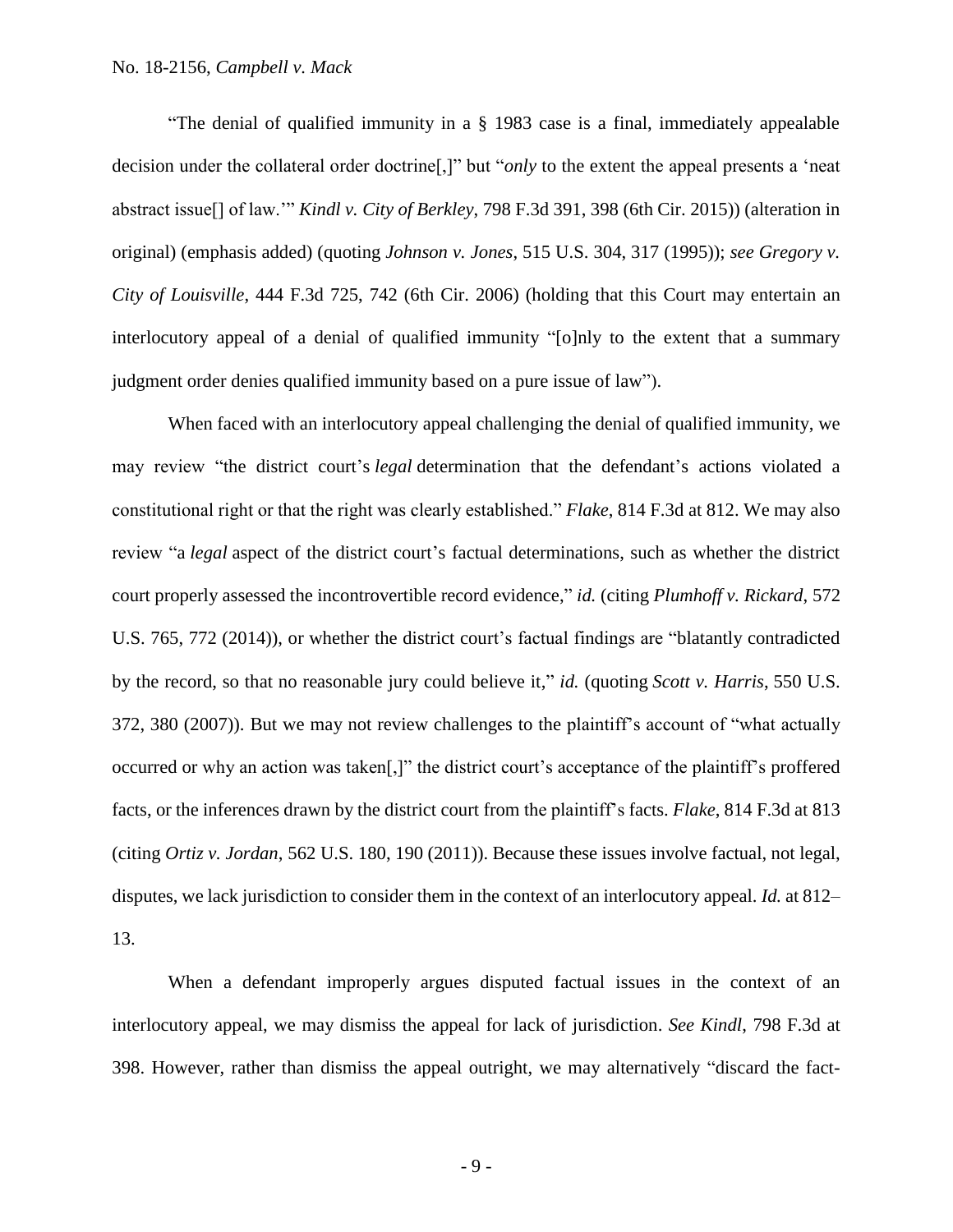"The denial of qualified immunity in a § 1983 case is a final, immediately appealable decision under the collateral order doctrine[,]" but "*only* to the extent the appeal presents a 'neat abstract issue[] of law.'" *Kindl v. City of Berkley*, 798 F.3d 391, 398 (6th Cir. 2015)) (alteration in original) (emphasis added) (quoting *Johnson v. Jones*, 515 U.S. 304, 317 (1995)); *see Gregory v. City of Louisville*, 444 F.3d 725, 742 (6th Cir. 2006) (holding that this Court may entertain an interlocutory appeal of a denial of qualified immunity "[o]nly to the extent that a summary judgment order denies qualified immunity based on a pure issue of law").

When faced with an interlocutory appeal challenging the denial of qualified immunity, we may review "the district court's *legal* determination that the defendant's actions violated a constitutional right or that the right was clearly established." *Flake*, 814 F.3d at 812. We may also review "a *legal* aspect of the district court's factual determinations, such as whether the district court properly assessed the incontrovertible record evidence," *id.* (citing *Plumhoff v. Rickard*, 572 U.S. 765, 772 (2014)), or whether the district court's factual findings are "blatantly contradicted by the record, so that no reasonable jury could believe it," *id.* (quoting *Scott v. Harris*, 550 U.S. 372, 380 (2007)). But we may not review challenges to the plaintiff's account of "what actually occurred or why an action was taken[,]" the district court's acceptance of the plaintiff's proffered facts, or the inferences drawn by the district court from the plaintiff's facts. *Flake*, 814 F.3d at 813 (citing *Ortiz v. Jordan*, 562 U.S. 180, 190 (2011)). Because these issues involve factual, not legal, disputes, we lack jurisdiction to consider them in the context of an interlocutory appeal. *Id.* at 812–13.

When a defendant improperly argues disputed factual issues in the context of an interlocutory appeal, we may dismiss the appeal for lack of jurisdiction. *See Kindl*, 798 F.3d at 398. However, rather than dismiss the appeal outright, we may alternatively "discard the fact-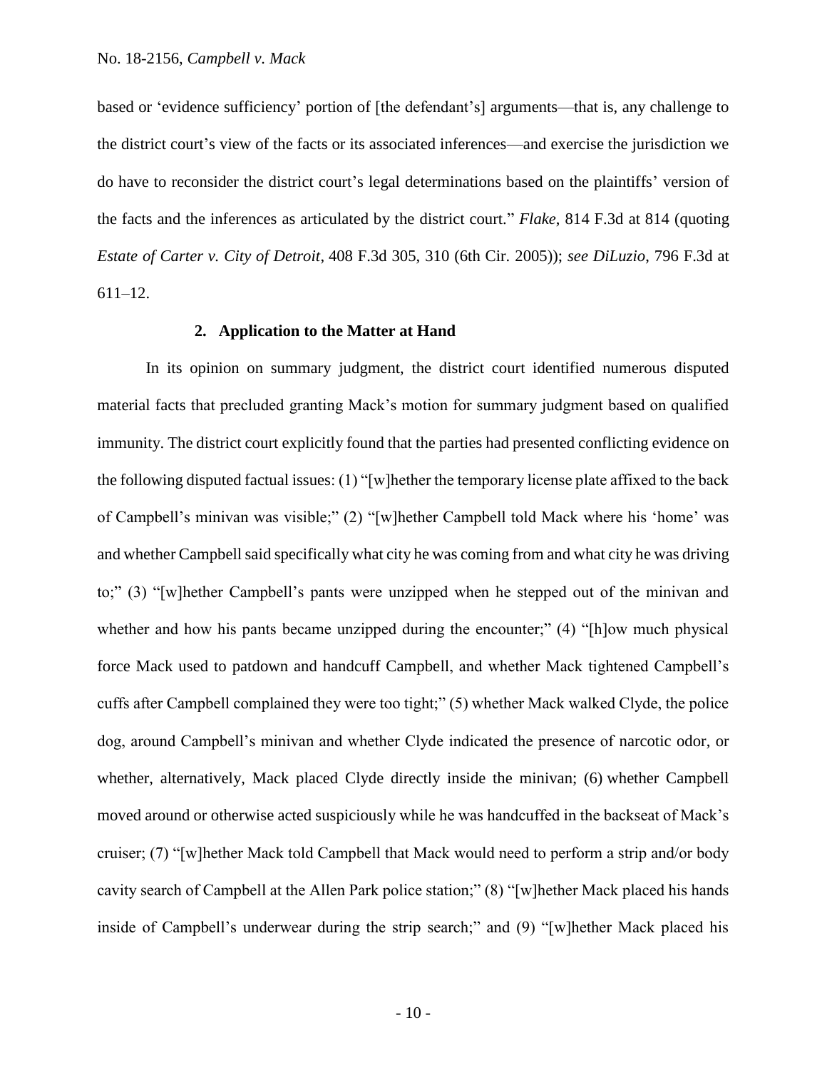based or 'evidence sufficiency' portion of [the defendant's] arguments—that is, any challenge to the district court's view of the facts or its associated inferences—and exercise the jurisdiction we do have to reconsider the district court's legal determinations based on the plaintiffs' version of the facts and the inferences as articulated by the district court." *Flake*, 814 F.3d at 814 (quoting *Estate of Carter v. City of Detroit*, 408 F.3d 305, 310 (6th Cir. 2005)); *see DiLuzio*, 796 F.3d at 611–12.

### 2. Application to the Matter at Hand

In its opinion on summary judgment, the district court identified numerous disputed material facts that precluded granting Mack's motion for summary judgment based on qualified immunity. The district court explicitly found that the parties had presented conflicting evidence on the following disputed factual issues: (1) "[w]hether the temporary license plate affixed to the back of Campbell's minivan was visible;" (2) "[w]hether Campbell told Mack where his 'home' was and whether Campbell said specifically what city he was coming from and what city he was driving to;" (3) "[w]hether Campbell's pants were unzipped when he stepped out of the minivan and whether and how his pants became unzipped during the encounter;" (4) "[h]ow much physical force Mack used to patdown and handcuff Campbell, and whether Mack tightened Campbell's cuffs after Campbell complained they were too tight;" (5) whether Mack walked Clyde, the police dog, around Campbell's minivan and whether Clyde indicated the presence of narcotic odor, or whether, alternatively, Mack placed Clyde directly inside the minivan; (6) whether Campbell moved around or otherwise acted suspiciously while he was handcuffed in the backseat of Mack's cruiser; (7) "[w]hether Mack told Campbell that Mack would need to perform a strip and/or body cavity search of Campbell at the Allen Park police station;" (8) "[w]hether Mack placed his hands inside of Campbell's underwear during the strip search;" and (9) "[w]hether Mack placed his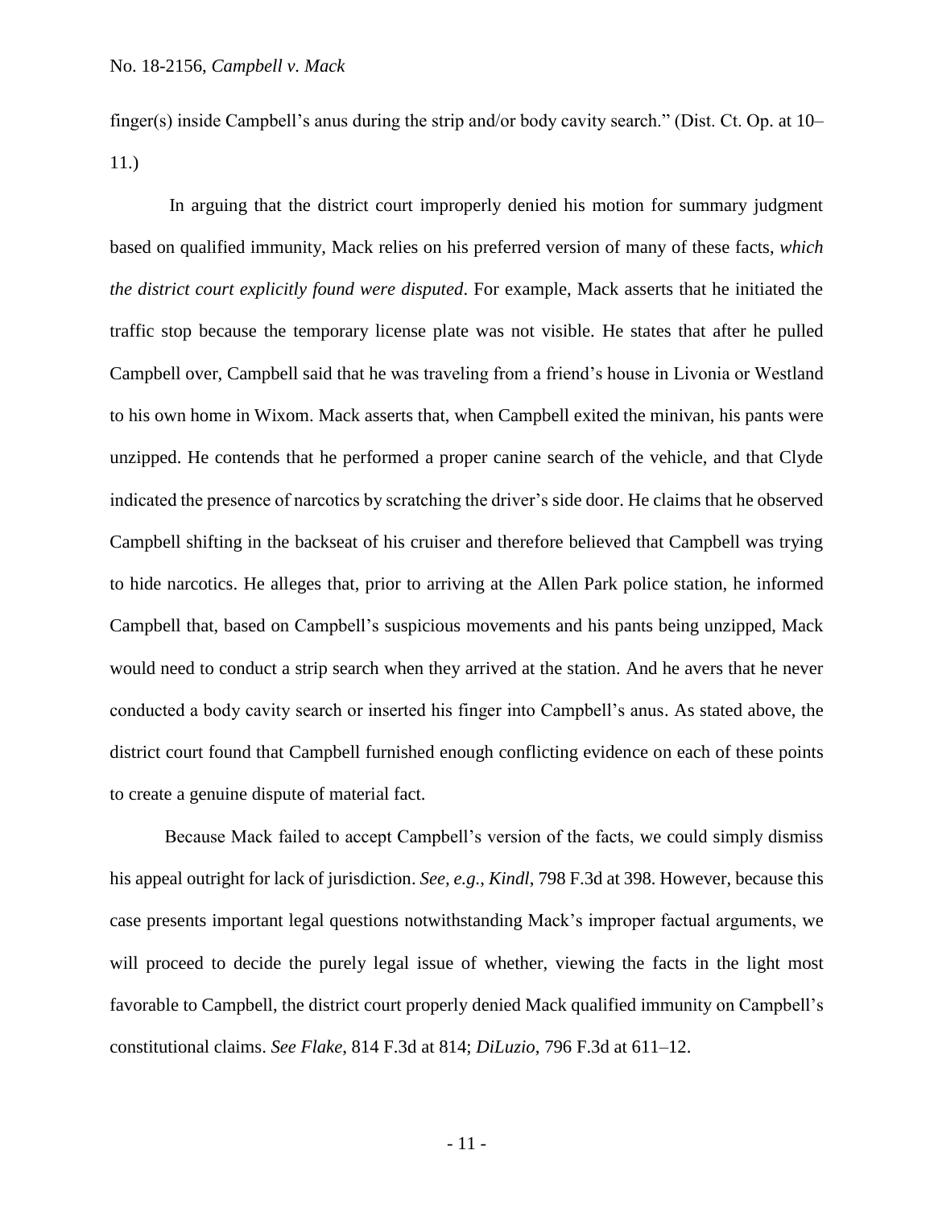finger(s) inside Campbell's anus during the strip and/or body cavity search." (Dist. Ct. Op. at 10–11.)

In arguing that the district court improperly denied his motion for summary judgment based on qualified immunity, Mack relies on his preferred version of many of these facts, *which the district court explicitly found were disputed*. For example, Mack asserts that he initiated the traffic stop because the temporary license plate was not visible. He states that after he pulled Campbell over, Campbell said that he was traveling from a friend's house in Livonia or Westland to his own home in Wixom. Mack asserts that, when Campbell exited the minivan, his pants were unzipped. He contends that he performed a proper canine search of the vehicle, and that Clyde indicated the presence of narcotics by scratching the driver's side door. He claims that he observed Campbell shifting in the backseat of his cruiser and therefore believed that Campbell was trying to hide narcotics. He alleges that, prior to arriving at the Allen Park police station, he informed Campbell that, based on Campbell's suspicious movements and his pants being unzipped, Mack would need to conduct a strip search when they arrived at the station. And he avers that he never conducted a body cavity search or inserted his finger into Campbell's anus. As stated above, the district court found that Campbell furnished enough conflicting evidence on each of these points to create a genuine dispute of material fact.

Because Mack failed to accept Campbell's version of the facts, we could simply dismiss his appeal outright for lack of jurisdiction. *See, e.g., Kindl*, 798 F.3d at 398. However, because this case presents important legal questions notwithstanding Mack's improper factual arguments, we will proceed to decide the purely legal issue of whether, viewing the facts in the light most favorable to Campbell, the district court properly denied Mack qualified immunity on Campbell's constitutional claims. *See Flake*, 814 F.3d at 814; *DiLuzio*, 796 F.3d at 611–12.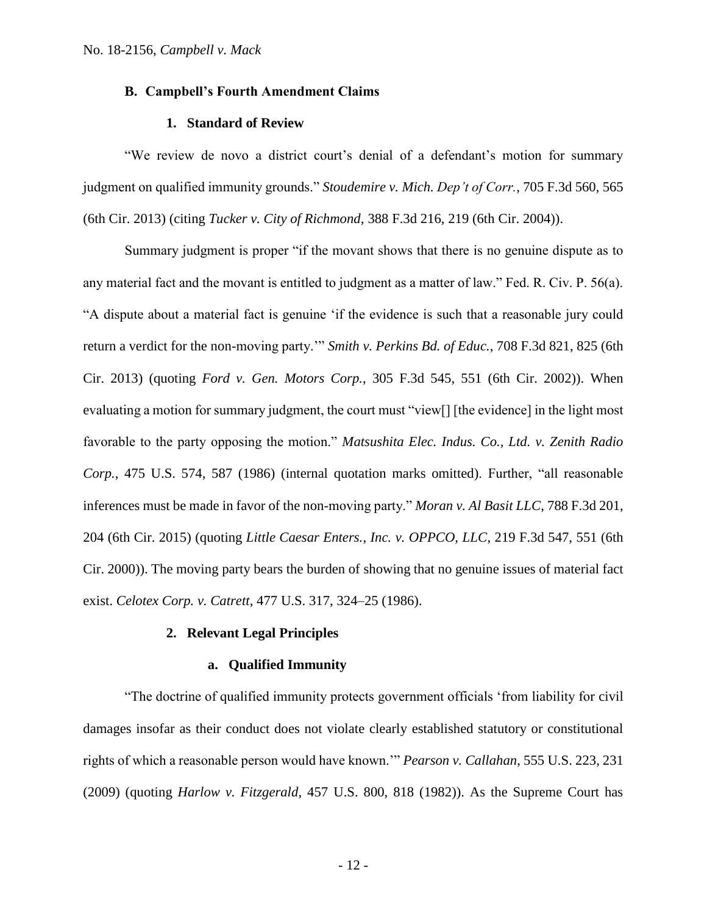### B. Campbell's Fourth Amendment Claims

#### 1. Standard of Review

"We review de novo a district court's denial of a defendant's motion for summary judgment on qualified immunity grounds." *Stoudemire v. Mich. Dep't of Corr.*, 705 F.3d 560, 565 (6th Cir. 2013) (citing *Tucker v. City of Richmond*, 388 F.3d 216, 219 (6th Cir. 2004)).

Summary judgment is proper "if the movant shows that there is no genuine dispute as to any material fact and the movant is entitled to judgment as a matter of law." Fed. R. Civ. P. 56(a). "A dispute about a material fact is genuine 'if the evidence is such that a reasonable jury could return a verdict for the non-moving party.'" *Smith v. Perkins Bd. of Educ.*, 708 F.3d 821, 825 (6th Cir. 2013) (quoting *Ford v. Gen. Motors Corp.*, 305 F.3d 545, 551 (6th Cir. 2002)). When evaluating a motion for summary judgment, the court must "view[] [the evidence] in the light most favorable to the party opposing the motion." *Matsushita Elec. Indus. Co., Ltd. v. Zenith Radio Corp.*, 475 U.S. 574, 587 (1986) (internal quotation marks omitted). Further, "all reasonable inferences must be made in favor of the non-moving party." *Moran v. Al Basit LLC*, 788 F.3d 201, 204 (6th Cir. 2015) (quoting *Little Caesar Enters., Inc. v. OPPCO, LLC*, 219 F.3d 547, 551 (6th Cir. 2000)). The moving party bears the burden of showing that no genuine issues of material fact exist. *Celotex Corp. v. Catrett*, 477 U.S. 317, 324–25 (1986).

#### 2. Relevant Legal Principles

##### a. Qualified Immunity

"The doctrine of qualified immunity protects government officials 'from liability for civil damages insofar as their conduct does not violate clearly established statutory or constitutional rights of which a reasonable person would have known.'" *Pearson v. Callahan*, 555 U.S. 223, 231 (2009) (quoting *Harlow v. Fitzgerald*, 457 U.S. 800, 818 (1982)). As the Supreme Court has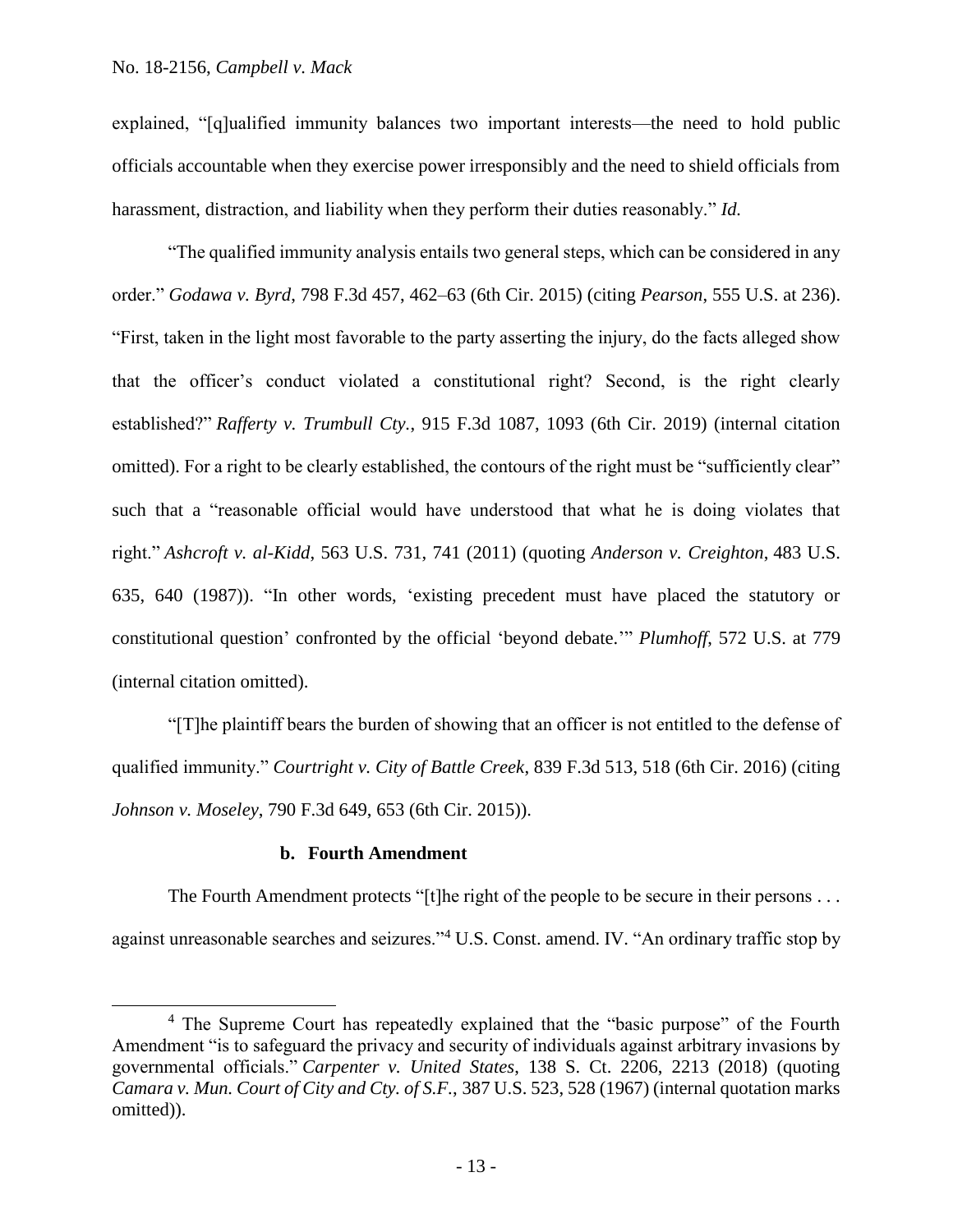explained, "[q]ualified immunity balances two important interests—the need to hold public officials accountable when they exercise power irresponsibly and the need to shield officials from harassment, distraction, and liability when they perform their duties reasonably." *Id.*

"The qualified immunity analysis entails two general steps, which can be considered in any order." *Godawa v. Byrd*, 798 F.3d 457, 462–63 (6th Cir. 2015) (citing *Pearson*, 555 U.S. at 236). "First, taken in the light most favorable to the party asserting the injury, do the facts alleged show that the officer's conduct violated a constitutional right? Second, is the right clearly established?" *Rafferty v. Trumbull Cty.*, 915 F.3d 1087, 1093 (6th Cir. 2019) (internal citation omitted). For a right to be clearly established, the contours of the right must be "sufficiently clear" such that a "reasonable official would have understood that what he is doing violates that right." *Ashcroft v. al-Kidd*, 563 U.S. 731, 741 (2011) (quoting *Anderson v. Creighton*, 483 U.S. 635, 640 (1987)). "In other words, 'existing precedent must have placed the statutory or constitutional question' confronted by the official 'beyond debate.'" *Plumhoff*, 572 U.S. at 779 (internal citation omitted).

"[T]he plaintiff bears the burden of showing that an officer is not entitled to the defense of qualified immunity." *Courtright v. City of Battle Creek*, 839 F.3d 513, 518 (6th Cir. 2016) (citing *Johnson v. Moseley*, 790 F.3d 649, 653 (6th Cir. 2015)).

**b. Fourth Amendment**

The Fourth Amendment protects "[t]he right of the people to be secure in their persons . . . against unreasonable searches and seizures."[4] U.S. Const. amend. IV. "An ordinary traffic stop by

[4] The Supreme Court has repeatedly explained that the "basic purpose" of the Fourth Amendment "is to safeguard the privacy and security of individuals against arbitrary invasions by governmental officials." *Carpenter v. United States*, 138 S. Ct. 2206, 2213 (2018) (quoting *Camara v. Mun. Court of City and Cty. of S.F.*, 387 U.S. 523, 528 (1967) (internal quotation marks omitted)).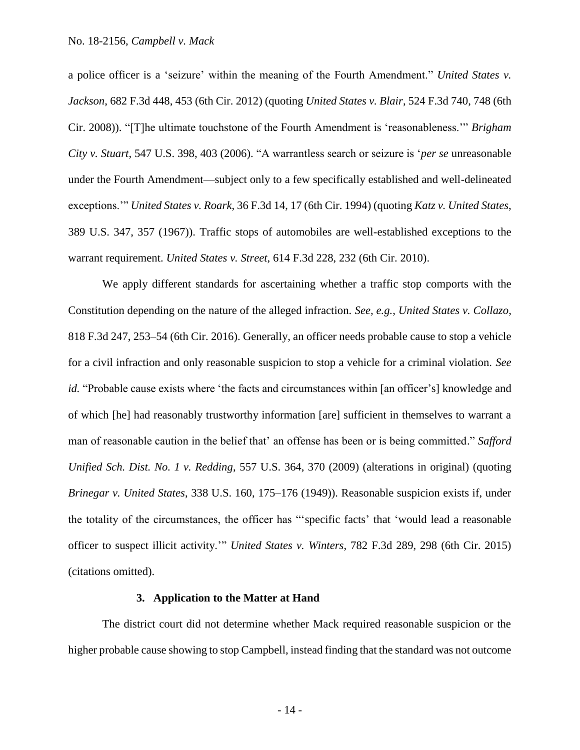a police officer is a 'seizure' within the meaning of the Fourth Amendment." *United States v. Jackson*, 682 F.3d 448, 453 (6th Cir. 2012) (quoting *United States v. Blair*, 524 F.3d 740, 748 (6th Cir. 2008)). "[T]he ultimate touchstone of the Fourth Amendment is 'reasonableness.'" *Brigham City v. Stuart*, 547 U.S. 398, 403 (2006). "A warrantless search or seizure is '*per se* unreasonable under the Fourth Amendment—subject only to a few specifically established and well-delineated exceptions.'" *United States v. Roark*, 36 F.3d 14, 17 (6th Cir. 1994) (quoting *Katz v. United States*, 389 U.S. 347, 357 (1967)). Traffic stops of automobiles are well-established exceptions to the warrant requirement. *United States v. Street*, 614 F.3d 228, 232 (6th Cir. 2010).

We apply different standards for ascertaining whether a traffic stop comports with the Constitution depending on the nature of the alleged infraction. *See, e.g.*, *United States v. Collazo*, 818 F.3d 247, 253–54 (6th Cir. 2016). Generally, an officer needs probable cause to stop a vehicle for a civil infraction and only reasonable suspicion to stop a vehicle for a criminal violation. *See id.* "Probable cause exists where 'the facts and circumstances within [an officer's] knowledge and of which [he] had reasonably trustworthy information [are] sufficient in themselves to warrant a man of reasonable caution in the belief that' an offense has been or is being committed." *Safford Unified Sch. Dist. No. 1 v. Redding*, 557 U.S. 364, 370 (2009) (alterations in original) (quoting *Brinegar v. United States*, 338 U.S. 160, 175–176 (1949)). Reasonable suspicion exists if, under the totality of the circumstances, the officer has "'specific facts' that 'would lead a reasonable officer to suspect illicit activity.'" *United States v. Winters*, 782 F.3d 289, 298 (6th Cir. 2015) (citations omitted).

### 3. Application to the Matter at Hand

The district court did not determine whether Mack required reasonable suspicion or the higher probable cause showing to stop Campbell, instead finding that the standard was not outcome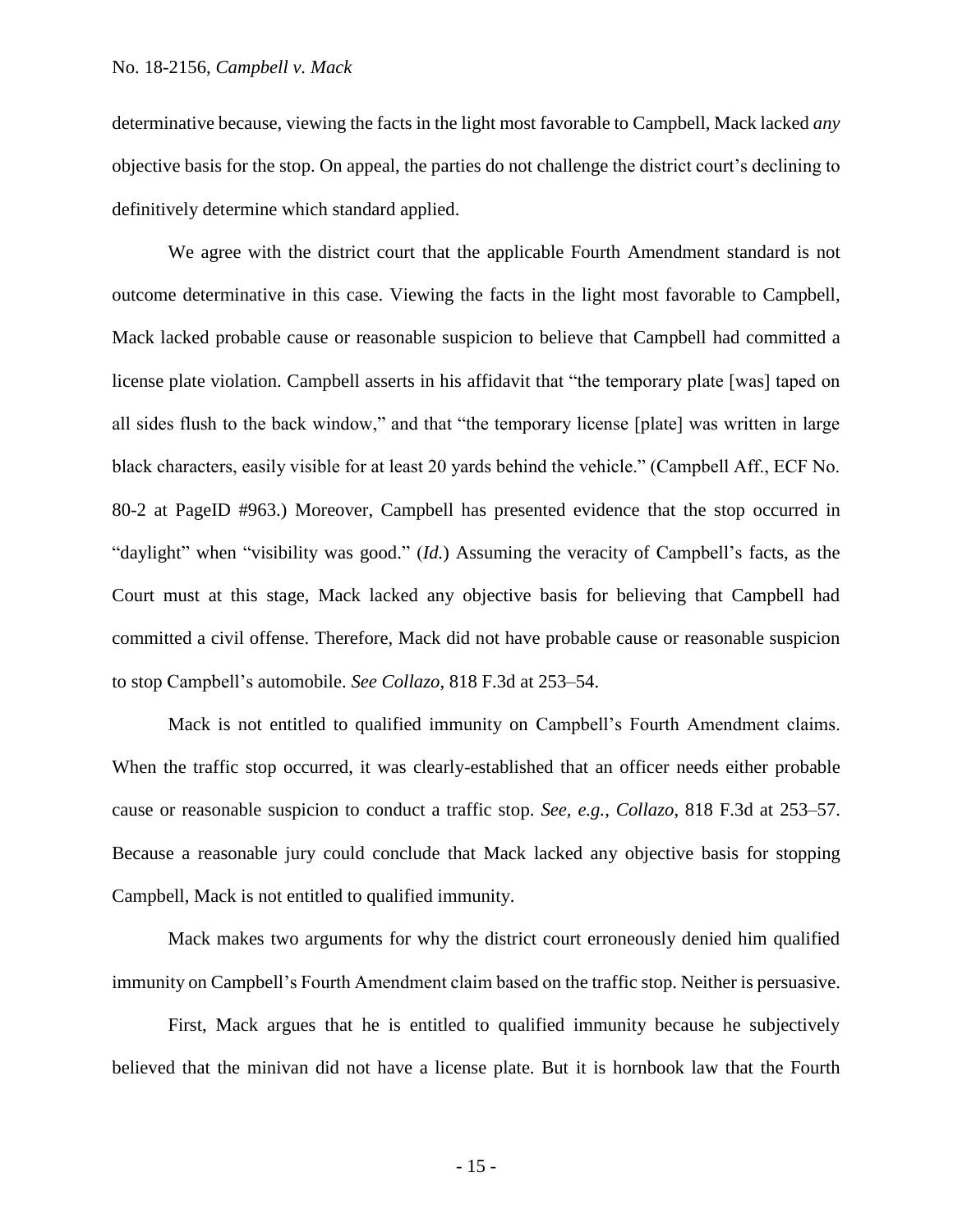determinative because, viewing the facts in the light most favorable to Campbell, Mack lacked *any* objective basis for the stop. On appeal, the parties do not challenge the district court's declining to definitively determine which standard applied.

We agree with the district court that the applicable Fourth Amendment standard is not outcome determinative in this case. Viewing the facts in the light most favorable to Campbell, Mack lacked probable cause or reasonable suspicion to believe that Campbell had committed a license plate violation. Campbell asserts in his affidavit that "the temporary plate [was] taped on all sides flush to the back window," and that "the temporary license [plate] was written in large black characters, easily visible for at least 20 yards behind the vehicle." (Campbell Aff., ECF No. 80-2 at PageID #963.) Moreover, Campbell has presented evidence that the stop occurred in "daylight" when "visibility was good." (*Id.*) Assuming the veracity of Campbell's facts, as the Court must at this stage, Mack lacked any objective basis for believing that Campbell had committed a civil offense. Therefore, Mack did not have probable cause or reasonable suspicion to stop Campbell's automobile. *See Collazo*, 818 F.3d at 253–54.

Mack is not entitled to qualified immunity on Campbell's Fourth Amendment claims. When the traffic stop occurred, it was clearly-established that an officer needs either probable cause or reasonable suspicion to conduct a traffic stop. *See, e.g.*, *Collazo*, 818 F.3d at 253–57. Because a reasonable jury could conclude that Mack lacked any objective basis for stopping Campbell, Mack is not entitled to qualified immunity.

Mack makes two arguments for why the district court erroneously denied him qualified immunity on Campbell's Fourth Amendment claim based on the traffic stop. Neither is persuasive.

First, Mack argues that he is entitled to qualified immunity because he subjectively believed that the minivan did not have a license plate. But it is hornbook law that the Fourth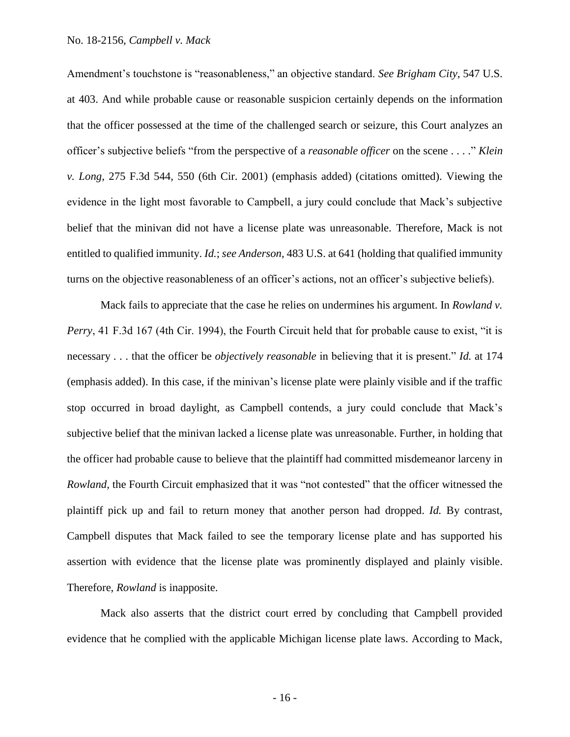Amendment's touchstone is "reasonableness," an objective standard. *See Brigham City*, 547 U.S. at 403. And while probable cause or reasonable suspicion certainly depends on the information that the officer possessed at the time of the challenged search or seizure, this Court analyzes an officer's subjective beliefs "from the perspective of a *reasonable officer* on the scene . . . ." *Klein v. Long*, 275 F.3d 544, 550 (6th Cir. 2001) (emphasis added) (citations omitted). Viewing the evidence in the light most favorable to Campbell, a jury could conclude that Mack's subjective belief that the minivan did not have a license plate was unreasonable. Therefore, Mack is not entitled to qualified immunity. *Id.*; *see Anderson*, 483 U.S. at 641 (holding that qualified immunity turns on the objective reasonableness of an officer's actions, not an officer's subjective beliefs).

Mack fails to appreciate that the case he relies on undermines his argument. In *Rowland v. Perry*, 41 F.3d 167 (4th Cir. 1994), the Fourth Circuit held that for probable cause to exist, "it is necessary . . . that the officer be *objectively reasonable* in believing that it is present." *Id.* at 174 (emphasis added). In this case, if the minivan's license plate were plainly visible and if the traffic stop occurred in broad daylight, as Campbell contends, a jury could conclude that Mack's subjective belief that the minivan lacked a license plate was unreasonable. Further, in holding that the officer had probable cause to believe that the plaintiff had committed misdemeanor larceny in *Rowland*, the Fourth Circuit emphasized that it was "not contested" that the officer witnessed the plaintiff pick up and fail to return money that another person had dropped. *Id.* By contrast, Campbell disputes that Mack failed to see the temporary license plate and has supported his assertion with evidence that the license plate was prominently displayed and plainly visible. Therefore, *Rowland* is inapposite.

Mack also asserts that the district court erred by concluding that Campbell provided evidence that he complied with the applicable Michigan license plate laws. According to Mack,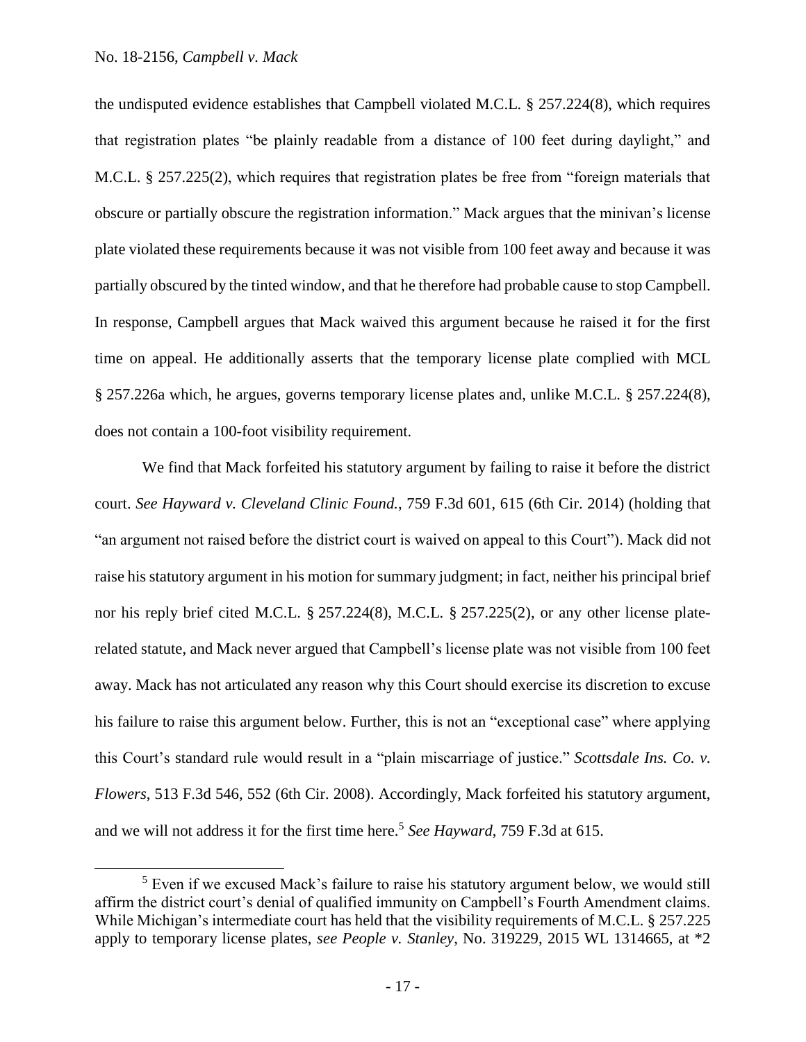the undisputed evidence establishes that Campbell violated M.C.L. § 257.224(8), which requires that registration plates "be plainly readable from a distance of 100 feet during daylight," and M.C.L. § 257.225(2), which requires that registration plates be free from "foreign materials that obscure or partially obscure the registration information." Mack argues that the minivan's license plate violated these requirements because it was not visible from 100 feet away and because it was partially obscured by the tinted window, and that he therefore had probable cause to stop Campbell. In response, Campbell argues that Mack waived this argument because he raised it for the first time on appeal. He additionally asserts that the temporary license plate complied with MCL § 257.226a which, he argues, governs temporary license plates and, unlike M.C.L. § 257.224(8), does not contain a 100-foot visibility requirement.

We find that Mack forfeited his statutory argument by failing to raise it before the district court. *See Hayward v. Cleveland Clinic Found.*, 759 F.3d 601, 615 (6th Cir. 2014) (holding that "an argument not raised before the district court is waived on appeal to this Court"). Mack did not raise his statutory argument in his motion for summary judgment; in fact, neither his principal brief nor his reply brief cited M.C.L. § 257.224(8), M.C.L. § 257.225(2), or any other license plate-related statute, and Mack never argued that Campbell's license plate was not visible from 100 feet away. Mack has not articulated any reason why this Court should exercise its discretion to excuse his failure to raise this argument below. Further, this is not an "exceptional case" where applying this Court's standard rule would result in a "plain miscarriage of justice." *Scottsdale Ins. Co. v. Flowers*, 513 F.3d 546, 552 (6th Cir. 2008). Accordingly, Mack forfeited his statutory argument, and we will not address it for the first time here.[5] *See Hayward*, 759 F.3d at 615.

[5] Even if we excused Mack's failure to raise his statutory argument below, we would still affirm the district court's denial of qualified immunity on Campbell's Fourth Amendment claims. While Michigan's intermediate court has held that the visibility requirements of M.C.L. § 257.225 apply to temporary license plates, *see People v. Stanley*, No. 319229, 2015 WL 1314665, at *2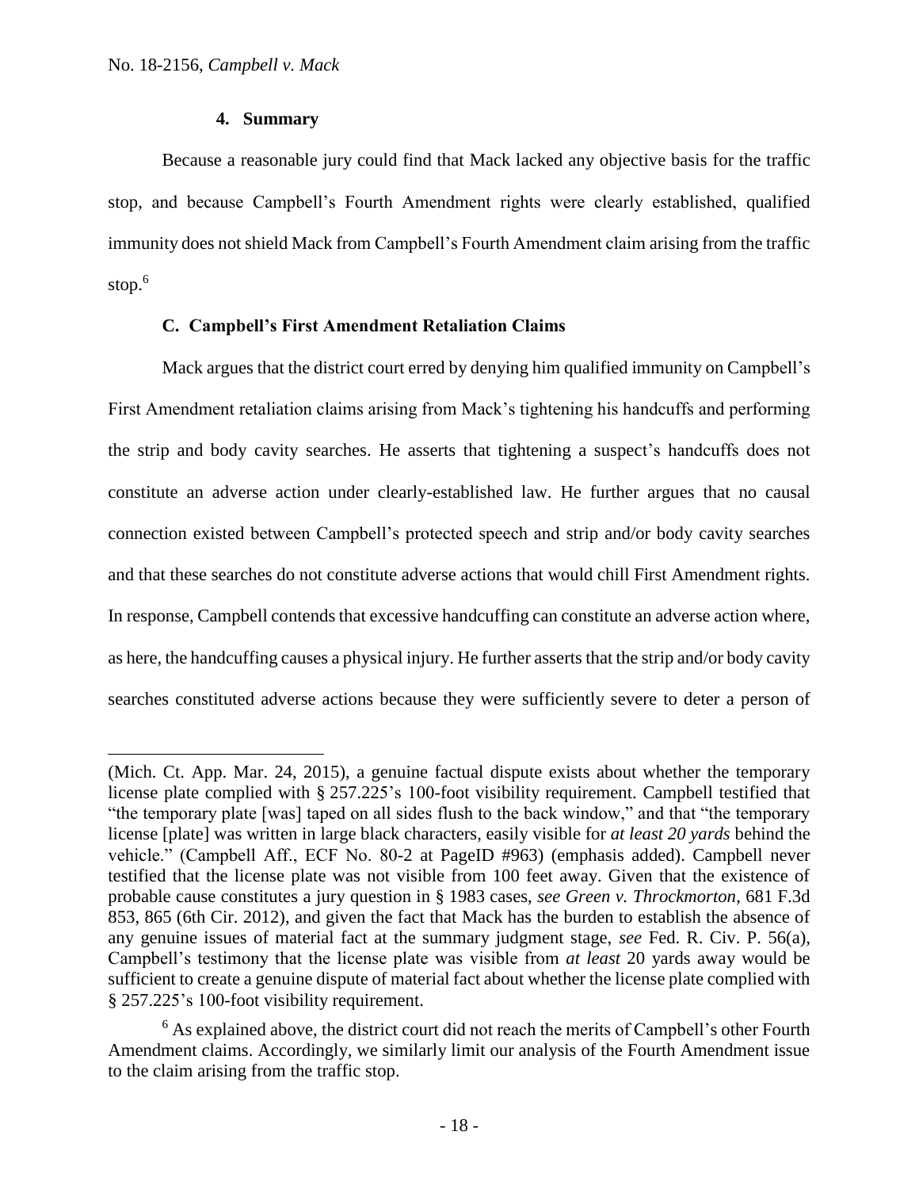#### 4. Summary

Because a reasonable jury could find that Mack lacked any objective basis for the traffic stop, and because Campbell's Fourth Amendment rights were clearly established, qualified immunity does not shield Mack from Campbell's Fourth Amendment claim arising from the traffic stop.[6]

### C. Campbell's First Amendment Retaliation Claims

Mack argues that the district court erred by denying him qualified immunity on Campbell's First Amendment retaliation claims arising from Mack's tightening his handcuffs and performing the strip and body cavity searches. He asserts that tightening a suspect's handcuffs does not constitute an adverse action under clearly-established law. He further argues that no causal connection existed between Campbell's protected speech and strip and/or body cavity searches and that these searches do not constitute adverse actions that would chill First Amendment rights. In response, Campbell contends that excessive handcuffing can constitute an adverse action where, as here, the handcuffing causes a physical injury. He further asserts that the strip and/or body cavity searches constituted adverse actions because they were sufficiently severe to deter a person of

---

(Mich. Ct. App. Mar. 24, 2015), a genuine factual dispute exists about whether the temporary license plate complied with § 257.225's 100-foot visibility requirement. Campbell testified that "the temporary plate [was] taped on all sides flush to the back window," and that "the temporary license [plate] was written in large black characters, easily visible for *at least 20 yards* behind the vehicle." (Campbell Aff., ECF No. 80-2 at PageID #963) (emphasis added). Campbell never testified that the license plate was not visible from 100 feet away. Given that the existence of probable cause constitutes a jury question in § 1983 cases, *see Green v. Throckmorton*, 681 F.3d 853, 865 (6th Cir. 2012), and given the fact that Mack has the burden to establish the absence of any genuine issues of material fact at the summary judgment stage, *see* Fed. R. Civ. P. 56(a), Campbell's testimony that the license plate was visible from *at least* 20 yards away would be sufficient to create a genuine dispute of material fact about whether the license plate complied with § 257.225's 100-foot visibility requirement.

[6] As explained above, the district court did not reach the merits of Campbell's other Fourth Amendment claims. Accordingly, we similarly limit our analysis of the Fourth Amendment issue to the claim arising from the traffic stop.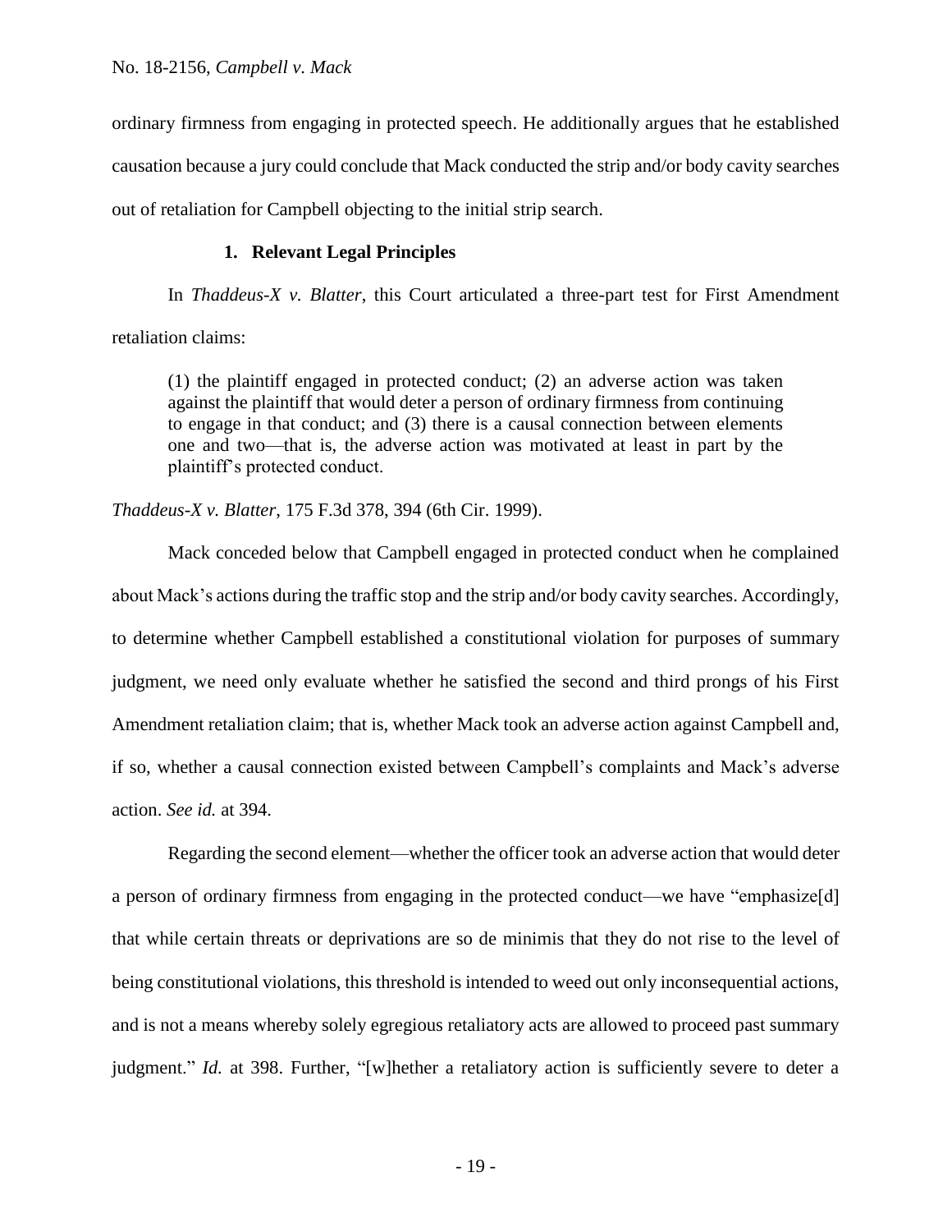ordinary firmness from engaging in protected speech. He additionally argues that he established causation because a jury could conclude that Mack conducted the strip and/or body cavity searches out of retaliation for Campbell objecting to the initial strip search.

### 1. Relevant Legal Principles

In *Thaddeus-X v. Blatter*, this Court articulated a three-part test for First Amendment retaliation claims:

> (1) the plaintiff engaged in protected conduct; (2) an adverse action was taken against the plaintiff that would deter a person of ordinary firmness from continuing to engage in that conduct; and (3) there is a causal connection between elements one and two—that is, the adverse action was motivated at least in part by the plaintiff's protected conduct.

*Thaddeus-X v. Blatter*, 175 F.3d 378, 394 (6th Cir. 1999).

Mack conceded below that Campbell engaged in protected conduct when he complained about Mack's actions during the traffic stop and the strip and/or body cavity searches. Accordingly, to determine whether Campbell established a constitutional violation for purposes of summary judgment, we need only evaluate whether he satisfied the second and third prongs of his First Amendment retaliation claim; that is, whether Mack took an adverse action against Campbell and, if so, whether a causal connection existed between Campbell's complaints and Mack's adverse action. *See id.* at 394.

Regarding the second element—whether the officer took an adverse action that would deter a person of ordinary firmness from engaging in the protected conduct—we have "emphasize[d] that while certain threats or deprivations are so de minimis that they do not rise to the level of being constitutional violations, this threshold is intended to weed out only inconsequential actions, and is not a means whereby solely egregious retaliatory acts are allowed to proceed past summary judgment." *Id.* at 398. Further, "[w]hether a retaliatory action is sufficiently severe to deter a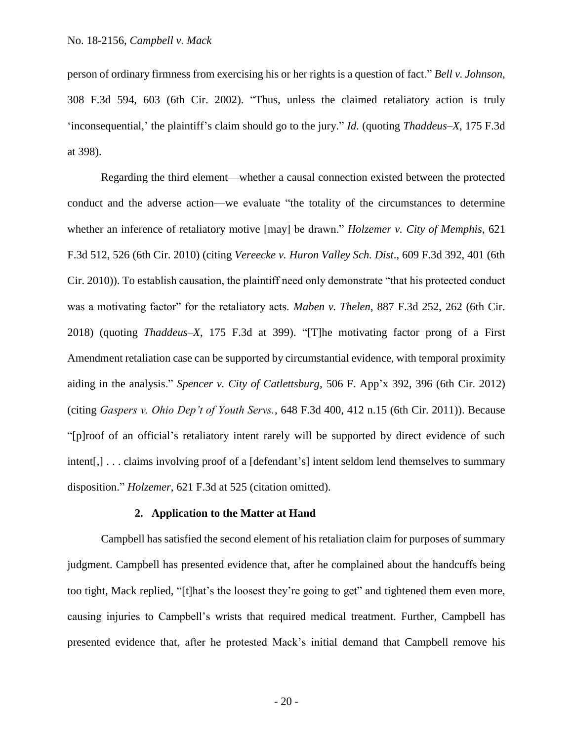person of ordinary firmness from exercising his or her rights is a question of fact." *Bell v. Johnson*, 308 F.3d 594, 603 (6th Cir. 2002). "Thus, unless the claimed retaliatory action is truly 'inconsequential,' the plaintiff's claim should go to the jury." *Id.* (quoting *Thaddeus–X*, 175 F.3d at 398).

Regarding the third element—whether a causal connection existed between the protected conduct and the adverse action—we evaluate "the totality of the circumstances to determine whether an inference of retaliatory motive [may] be drawn." *Holzemer v. City of Memphis*, 621 F.3d 512, 526 (6th Cir. 2010) (citing *Vereecke v. Huron Valley Sch. Dist*., 609 F.3d 392, 401 (6th Cir. 2010)). To establish causation, the plaintiff need only demonstrate "that his protected conduct was a motivating factor" for the retaliatory acts. *Maben v. Thelen*, 887 F.3d 252, 262 (6th Cir. 2018) (quoting *Thaddeus–X*, 175 F.3d at 399). "[T]he motivating factor prong of a First Amendment retaliation case can be supported by circumstantial evidence, with temporal proximity aiding in the analysis." *Spencer v. City of Catlettsburg*, 506 F. App'x 392, 396 (6th Cir. 2012) (citing *Gaspers v. Ohio Dep't of Youth Servs.*, 648 F.3d 400, 412 n.15 (6th Cir. 2011)). Because "[p]roof of an official's retaliatory intent rarely will be supported by direct evidence of such intent[,] . . . claims involving proof of a [defendant's] intent seldom lend themselves to summary disposition." *Holzemer*, 621 F.3d at 525 (citation omitted).

### 2. Application to the Matter at Hand

Campbell has satisfied the second element of his retaliation claim for purposes of summary judgment. Campbell has presented evidence that, after he complained about the handcuffs being too tight, Mack replied, "[t]hat's the loosest they're going to get" and tightened them even more, causing injuries to Campbell's wrists that required medical treatment. Further, Campbell has presented evidence that, after he protested Mack's initial demand that Campbell remove his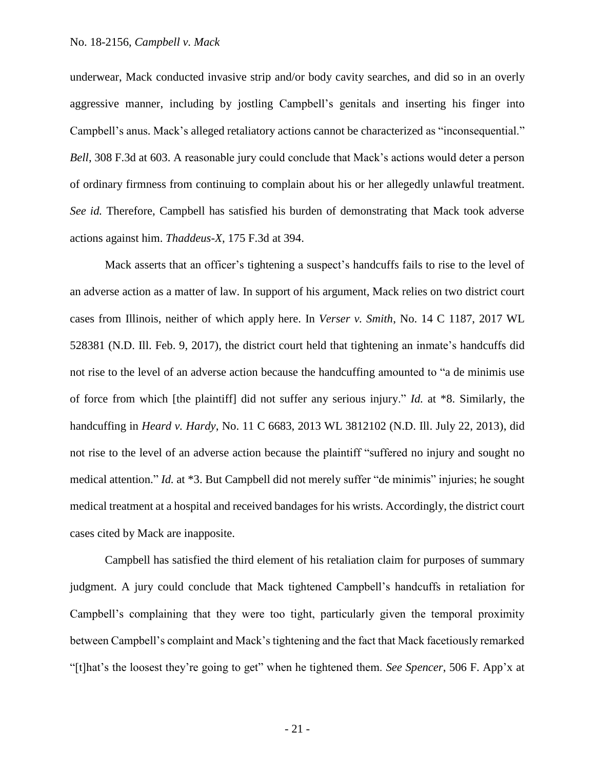underwear, Mack conducted invasive strip and/or body cavity searches, and did so in an overly aggressive manner, including by jostling Campbell's genitals and inserting his finger into Campbell's anus. Mack's alleged retaliatory actions cannot be characterized as "inconsequential." *Bell*, 308 F.3d at 603. A reasonable jury could conclude that Mack's actions would deter a person of ordinary firmness from continuing to complain about his or her allegedly unlawful treatment. *See id.* Therefore, Campbell has satisfied his burden of demonstrating that Mack took adverse actions against him. *Thaddeus-X*, 175 F.3d at 394.

Mack asserts that an officer's tightening a suspect's handcuffs fails to rise to the level of an adverse action as a matter of law. In support of his argument, Mack relies on two district court cases from Illinois, neither of which apply here. In *Verser v. Smith*, No. 14 C 1187, 2017 WL 528381 (N.D. Ill. Feb. 9, 2017), the district court held that tightening an inmate's handcuffs did not rise to the level of an adverse action because the handcuffing amounted to "a de minimis use of force from which [the plaintiff] did not suffer any serious injury." *Id.* at \*8. Similarly, the handcuffing in *Heard v. Hardy*, No. 11 C 6683, 2013 WL 3812102 (N.D. Ill. July 22, 2013), did not rise to the level of an adverse action because the plaintiff "suffered no injury and sought no medical attention." *Id.* at \*3. But Campbell did not merely suffer "de minimis" injuries; he sought medical treatment at a hospital and received bandages for his wrists. Accordingly, the district court cases cited by Mack are inapposite.

Campbell has satisfied the third element of his retaliation claim for purposes of summary judgment. A jury could conclude that Mack tightened Campbell's handcuffs in retaliation for Campbell's complaining that they were too tight, particularly given the temporal proximity between Campbell's complaint and Mack's tightening and the fact that Mack facetiously remarked "[t]hat's the loosest they're going to get" when he tightened them. *See Spencer*, 506 F. App'x at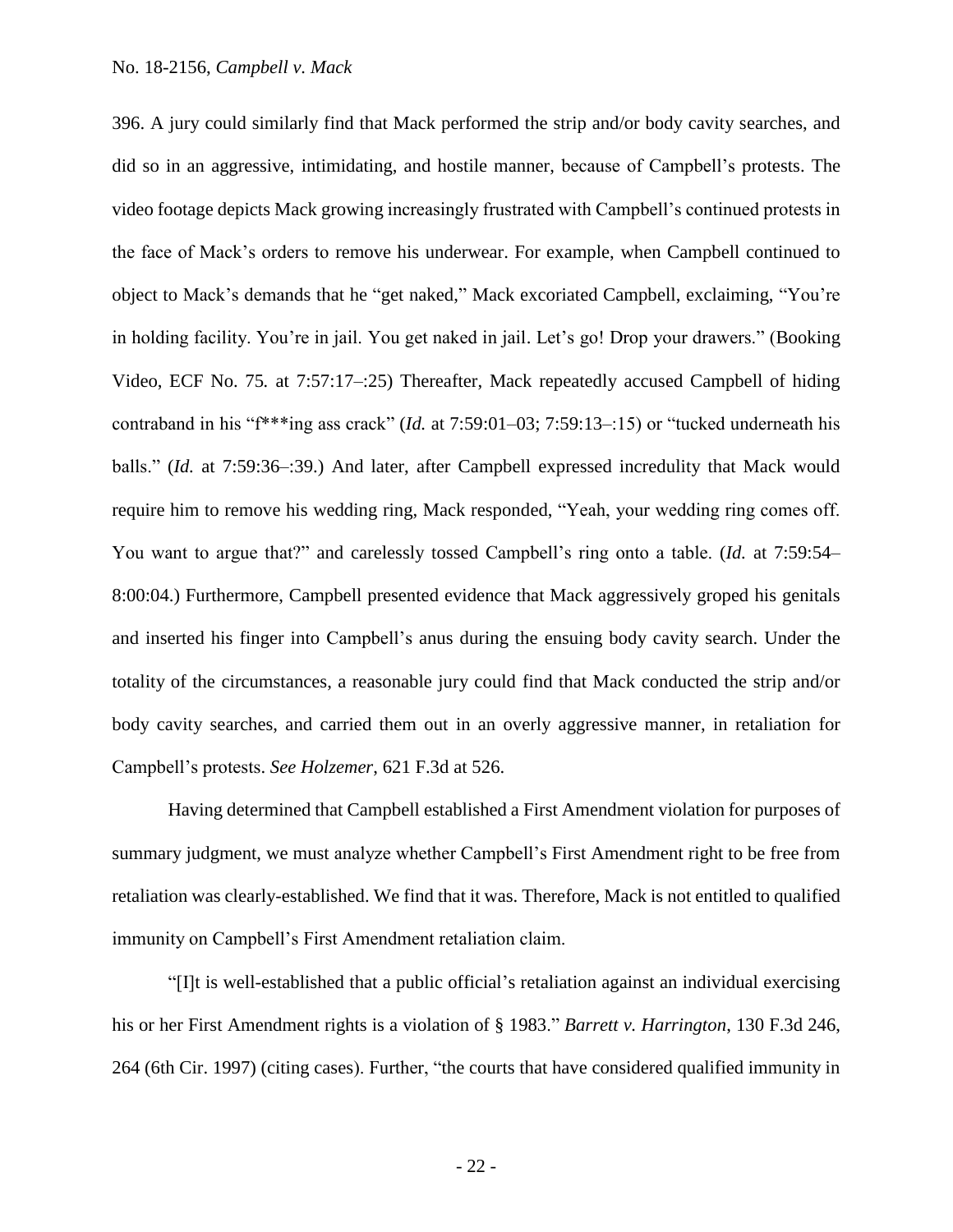396. A jury could similarly find that Mack performed the strip and/or body cavity searches, and did so in an aggressive, intimidating, and hostile manner, because of Campbell's protests. The video footage depicts Mack growing increasingly frustrated with Campbell's continued protests in the face of Mack's orders to remove his underwear. For example, when Campbell continued to object to Mack's demands that he "get naked," Mack excoriated Campbell, exclaiming, "You're in holding facility. You're in jail. You get naked in jail. Let's go! Drop your drawers." (Booking Video, ECF No. 75. at 7:57:17–:25) Thereafter, Mack repeatedly accused Campbell of hiding contraband in his "f***ing ass crack" (*Id.* at 7:59:01–03; 7:59:13–:15) or "tucked underneath his balls." (*Id.* at 7:59:36–:39.) And later, after Campbell expressed incredulity that Mack would require him to remove his wedding ring, Mack responded, "Yeah, your wedding ring comes off. You want to argue that?" and carelessly tossed Campbell's ring onto a table. (*Id.* at 7:59:54–8:00:04.) Furthermore, Campbell presented evidence that Mack aggressively groped his genitals and inserted his finger into Campbell's anus during the ensuing body cavity search. Under the totality of the circumstances, a reasonable jury could find that Mack conducted the strip and/or body cavity searches, and carried them out in an overly aggressive manner, in retaliation for Campbell's protests. *See Holzemer*, 621 F.3d at 526.

Having determined that Campbell established a First Amendment violation for purposes of summary judgment, we must analyze whether Campbell's First Amendment right to be free from retaliation was clearly-established. We find that it was. Therefore, Mack is not entitled to qualified immunity on Campbell's First Amendment retaliation claim.

"[I]t is well-established that a public official's retaliation against an individual exercising his or her First Amendment rights is a violation of § 1983." *Barrett v. Harrington*, 130 F.3d 246, 264 (6th Cir. 1997) (citing cases). Further, "the courts that have considered qualified immunity in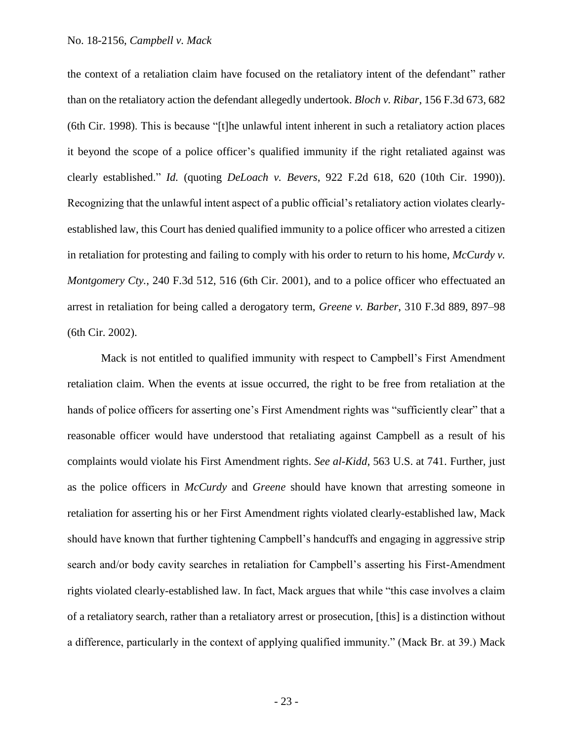the context of a retaliation claim have focused on the retaliatory intent of the defendant" rather than on the retaliatory action the defendant allegedly undertook. *Bloch v. Ribar*, 156 F.3d 673, 682 (6th Cir. 1998). This is because "[t]he unlawful intent inherent in such a retaliatory action places it beyond the scope of a police officer's qualified immunity if the right retaliated against was clearly established." *Id.* (quoting *DeLoach v. Bevers*, 922 F.2d 618, 620 (10th Cir. 1990)). Recognizing that the unlawful intent aspect of a public official's retaliatory action violates clearly-established law, this Court has denied qualified immunity to a police officer who arrested a citizen in retaliation for protesting and failing to comply with his order to return to his home, *McCurdy v. Montgomery Cty.*, 240 F.3d 512, 516 (6th Cir. 2001), and to a police officer who effectuated an arrest in retaliation for being called a derogatory term, *Greene v. Barber*, 310 F.3d 889, 897–98 (6th Cir. 2002).

Mack is not entitled to qualified immunity with respect to Campbell's First Amendment retaliation claim. When the events at issue occurred, the right to be free from retaliation at the hands of police officers for asserting one's First Amendment rights was "sufficiently clear" that a reasonable officer would have understood that retaliating against Campbell as a result of his complaints would violate his First Amendment rights. *See al-Kidd*, 563 U.S. at 741. Further, just as the police officers in *McCurdy* and *Greene* should have known that arresting someone in retaliation for asserting his or her First Amendment rights violated clearly-established law, Mack should have known that further tightening Campbell's handcuffs and engaging in aggressive strip search and/or body cavity searches in retaliation for Campbell's asserting his First-Amendment rights violated clearly-established law. In fact, Mack argues that while "this case involves a claim of a retaliatory search, rather than a retaliatory arrest or prosecution, [this] is a distinction without a difference, particularly in the context of applying qualified immunity." (Mack Br. at 39.) Mack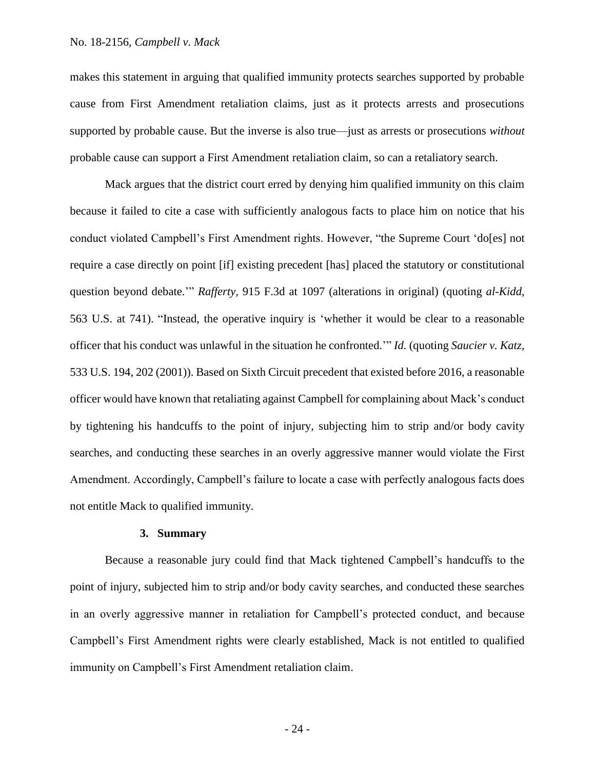makes this statement in arguing that qualified immunity protects searches supported by probable cause from First Amendment retaliation claims, just as it protects arrests and prosecutions supported by probable cause. But the inverse is also true—just as arrests or prosecutions *without* probable cause can support a First Amendment retaliation claim, so can a retaliatory search.

Mack argues that the district court erred by denying him qualified immunity on this claim because it failed to cite a case with sufficiently analogous facts to place him on notice that his conduct violated Campbell's First Amendment rights. However, "the Supreme Court 'do[es] not require a case directly on point [if] existing precedent [has] placed the statutory or constitutional question beyond debate.'" *Rafferty*, 915 F.3d at 1097 (alterations in original) (quoting *al-Kidd*, 563 U.S. at 741). "Instead, the operative inquiry is 'whether it would be clear to a reasonable officer that his conduct was unlawful in the situation he confronted.'" *Id.* (quoting *Saucier v. Katz*, 533 U.S. 194, 202 (2001)). Based on Sixth Circuit precedent that existed before 2016, a reasonable officer would have known that retaliating against Campbell for complaining about Mack's conduct by tightening his handcuffs to the point of injury, subjecting him to strip and/or body cavity searches, and conducting these searches in an overly aggressive manner would violate the First Amendment. Accordingly, Campbell's failure to locate a case with perfectly analogous facts does not entitle Mack to qualified immunity.

### 3. Summary

Because a reasonable jury could find that Mack tightened Campbell's handcuffs to the point of injury, subjected him to strip and/or body cavity searches, and conducted these searches in an overly aggressive manner in retaliation for Campbell's protected conduct, and because Campbell's First Amendment rights were clearly established, Mack is not entitled to qualified immunity on Campbell's First Amendment retaliation claim.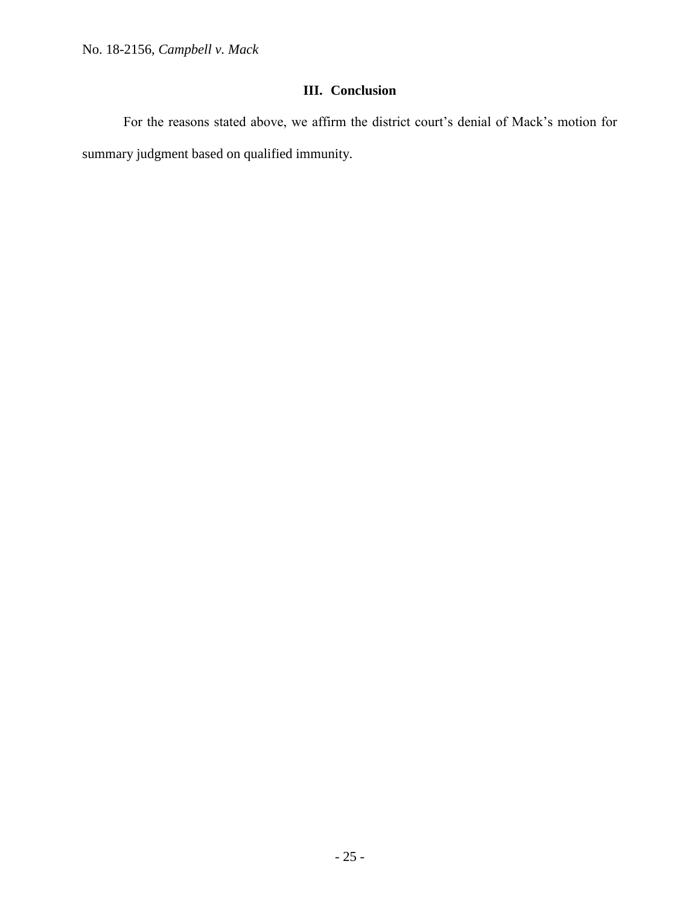## III. Conclusion

For the reasons stated above, we affirm the district court's denial of Mack's motion for summary judgment based on qualified immunity.